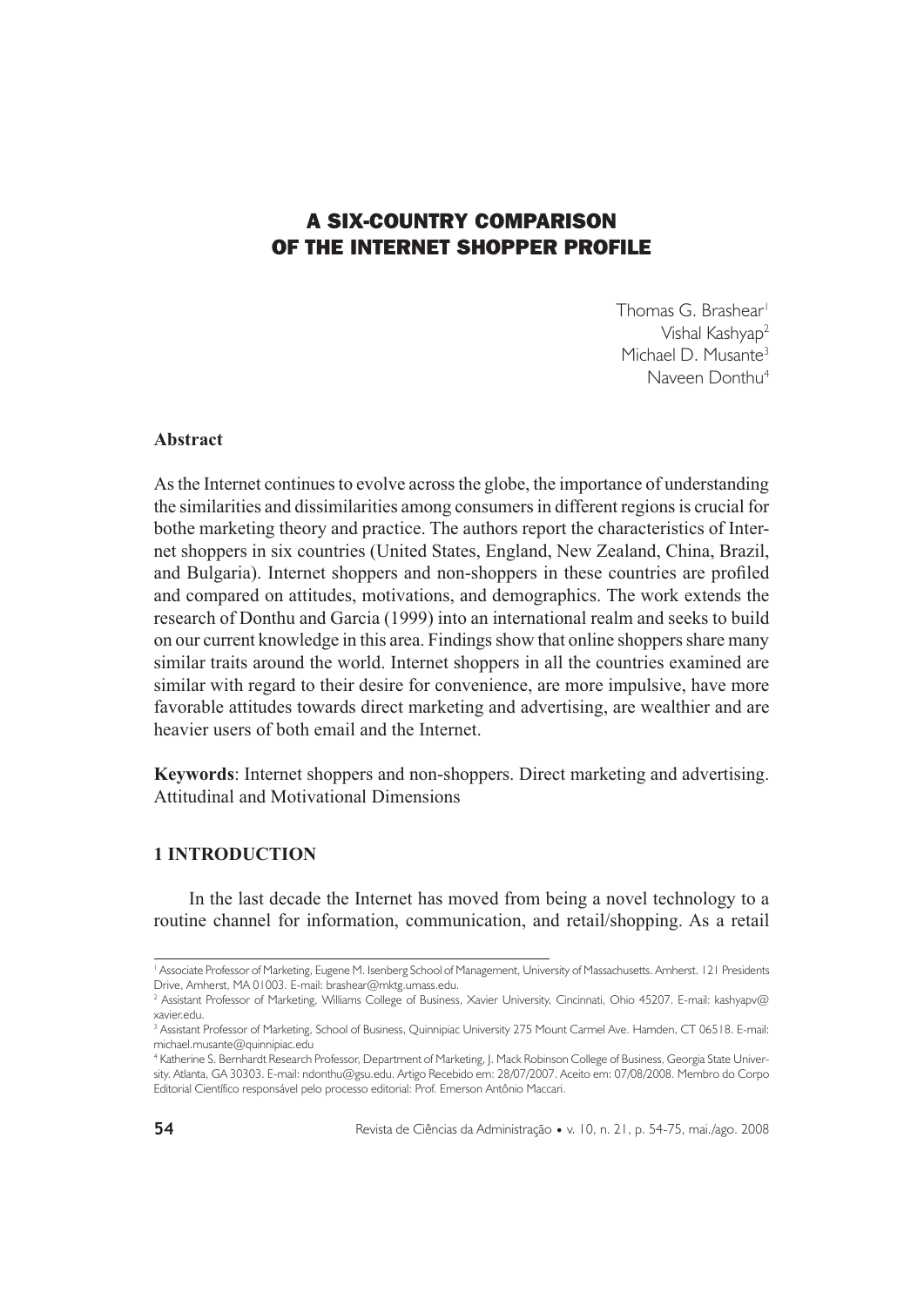# A SIX-COUNTRY COMPARISON OF THE INTERNET SHOPPER PROFILE

Thomas G. Brashear[1]
Vishal Kashyap[2]
Michael D. Musante[3]
Naveen Donthu[4]

**Abstract**

As the Internet continues to evolve across the globe, the importance of understanding the similarities and dissimilarities among consumers in different regions is crucial for bothe marketing theory and practice. The authors report the characteristics of Internet shoppers in six countries (United States, England, New Zealand, China, Brazil, and Bulgaria). Internet shoppers and non-shoppers in these countries are profiled and compared on attitudes, motivations, and demographics. The work extends the research of Donthu and Garcia (1999) into an international realm and seeks to build on our current knowledge in this area. Findings show that online shoppers share many similar traits around the world. Internet shoppers in all the countries examined are similar with regard to their desire for convenience, are more impulsive, have more favorable attitudes towards direct marketing and advertising, are wealthier and are heavier users of both email and the Internet.

**Keywords**: Internet shoppers and non-shoppers. Direct marketing and advertising. Attitudinal and Motivational Dimensions

## 1 INTRODUCTION

In the last decade the Internet has moved from being a novel technology to a routine channel for information, communication, and retail/shopping. As a retail

---

[1] Associate Professor of Marketing, Eugene M. Isenberg School of Management, University of Massachusetts. Amherst. 121 Presidents Drive, Amherst, MA 01003. E-mail: brashear@mktg.umass.edu.

[2] Assistant Professor of Marketing, Williams College of Business, Xavier University, Cincinnati, Ohio 45207. E-mail: kashyapv@xavier.edu.

[3] Assistant Professor of Marketing, School of Business, Quinnipiac University 275 Mount Carmel Ave. Hamden, CT 06518. E-mail: michael.musante@quinnipiac.edu

[4] Katherine S. Bernhardt Research Professor, Department of Marketing, J. Mack Robinson College of Business, Georgia State University. Atlanta, GA 30303. E-mail: ndonthu@gsu.edu. Artigo Recebido em: 28/07/2007. Aceito em: 07/08/2008. Membro do Corpo Editorial Científico responsável pelo processo editorial: Prof. Emerson Antônio Maccari.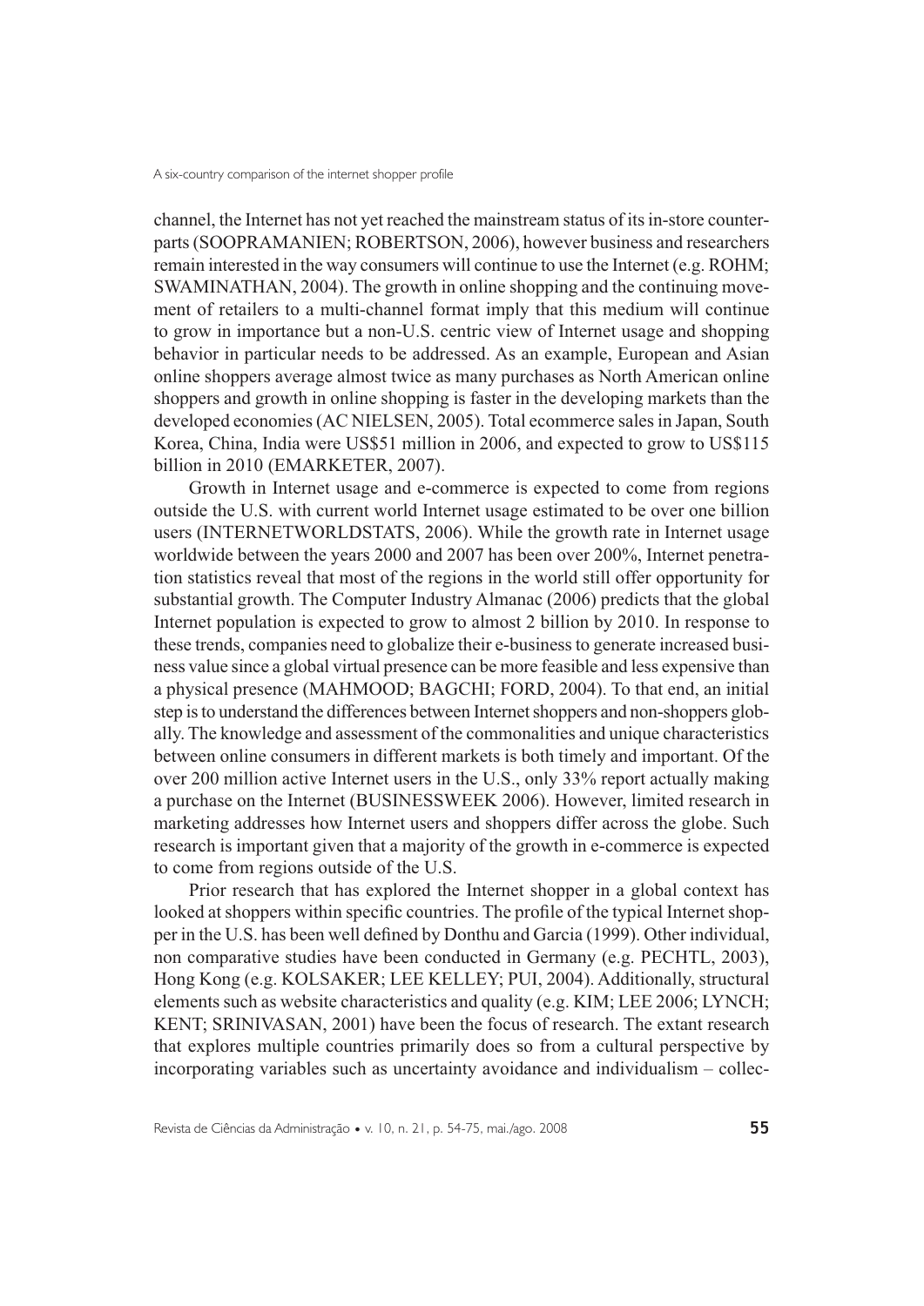channel, the Internet has not yet reached the mainstream status of its in-store counterparts (SOOPRAMANIEN; ROBERTSON, 2006), however business and researchers remain interested in the way consumers will continue to use the Internet (e.g. ROHM; SWAMINATHAN, 2004). The growth in online shopping and the continuing movement of retailers to a multi-channel format imply that this medium will continue to grow in importance but a non-U.S. centric view of Internet usage and shopping behavior in particular needs to be addressed. As an example, European and Asian online shoppers average almost twice as many purchases as North American online shoppers and growth in online shopping is faster in the developing markets than the developed economies (AC NIELSEN, 2005). Total ecommerce sales in Japan, South Korea, China, India were US$51 million in 2006, and expected to grow to US$115 billion in 2010 (EMARKETER, 2007).

Growth in Internet usage and e-commerce is expected to come from regions outside the U.S. with current world Internet usage estimated to be over one billion users (INTERNETWORLDSTATS, 2006). While the growth rate in Internet usage worldwide between the years 2000 and 2007 has been over 200%, Internet penetration statistics reveal that most of the regions in the world still offer opportunity for substantial growth. The Computer Industry Almanac (2006) predicts that the global Internet population is expected to grow to almost 2 billion by 2010. In response to these trends, companies need to globalize their e-business to generate increased business value since a global virtual presence can be more feasible and less expensive than a physical presence (MAHMOOD; BAGCHI; FORD, 2004). To that end, an initial step is to understand the differences between Internet shoppers and non-shoppers globally. The knowledge and assessment of the commonalities and unique characteristics between online consumers in different markets is both timely and important. Of the over 200 million active Internet users in the U.S., only 33% report actually making a purchase on the Internet (BUSINESSWEEK 2006). However, limited research in marketing addresses how Internet users and shoppers differ across the globe. Such research is important given that a majority of the growth in e-commerce is expected to come from regions outside of the U.S.

Prior research that has explored the Internet shopper in a global context has looked at shoppers within specific countries. The profile of the typical Internet shopper in the U.S. has been well defined by Donthu and Garcia (1999). Other individual, non comparative studies have been conducted in Germany (e.g. PECHTL, 2003), Hong Kong (e.g. KOLSAKER; LEE KELLEY; PUI, 2004). Additionally, structural elements such as website characteristics and quality (e.g. KIM; LEE 2006; LYNCH; KENT; SRINIVASAN, 2001) have been the focus of research. The extant research that explores multiple countries primarily does so from a cultural perspective by incorporating variables such as uncertainty avoidance and individualism – collec-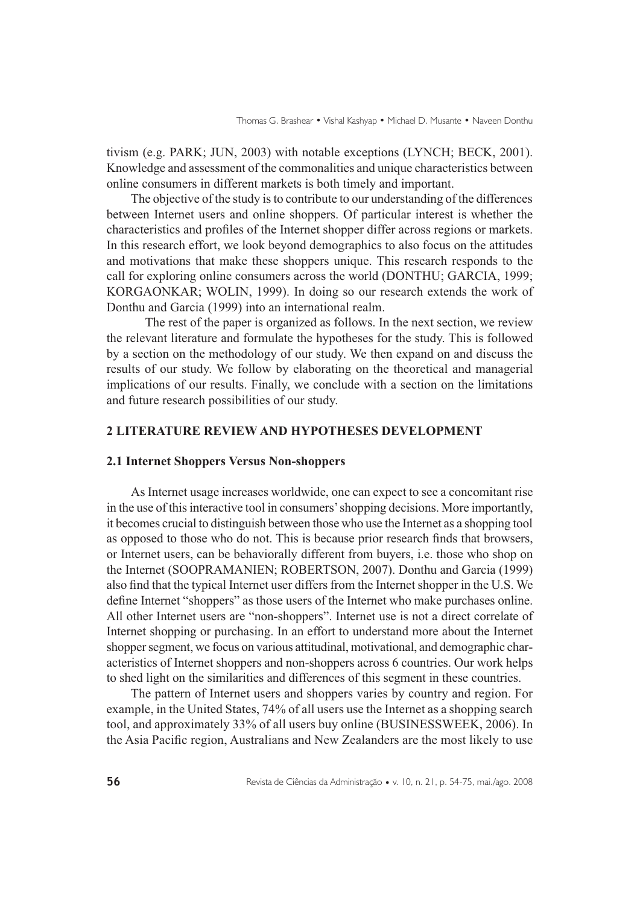tivism (e.g. PARK; JUN, 2003) with notable exceptions (LYNCH; BECK, 2001). Knowledge and assessment of the commonalities and unique characteristics between online consumers in different markets is both timely and important.

The objective of the study is to contribute to our understanding of the differences between Internet users and online shoppers. Of particular interest is whether the characteristics and profiles of the Internet shopper differ across regions or markets. In this research effort, we look beyond demographics to also focus on the attitudes and motivations that make these shoppers unique. This research responds to the call for exploring online consumers across the world (DONTHU; GARCIA, 1999; KORGAONKAR; WOLIN, 1999). In doing so our research extends the work of Donthu and Garcia (1999) into an international realm.

The rest of the paper is organized as follows. In the next section, we review the relevant literature and formulate the hypotheses for the study. This is followed by a section on the methodology of our study. We then expand on and discuss the results of our study. We follow by elaborating on the theoretical and managerial implications of our results. Finally, we conclude with a section on the limitations and future research possibilities of our study.

## 2 LITERATURE REVIEW AND HYPOTHESES DEVELOPMENT

### 2.1 Internet Shoppers Versus Non-shoppers

As Internet usage increases worldwide, one can expect to see a concomitant rise in the use of this interactive tool in consumers' shopping decisions. More importantly, it becomes crucial to distinguish between those who use the Internet as a shopping tool as opposed to those who do not. This is because prior research finds that browsers, or Internet users, can be behaviorally different from buyers, i.e. those who shop on the Internet (SOOPRAMANIEN; ROBERTSON, 2007). Donthu and Garcia (1999) also find that the typical Internet user differs from the Internet shopper in the U.S. We define Internet "shoppers" as those users of the Internet who make purchases online. All other Internet users are "non-shoppers". Internet use is not a direct correlate of Internet shopping or purchasing. In an effort to understand more about the Internet shopper segment, we focus on various attitudinal, motivational, and demographic characteristics of Internet shoppers and non-shoppers across 6 countries. Our work helps to shed light on the similarities and differences of this segment in these countries.

The pattern of Internet users and shoppers varies by country and region. For example, in the United States, 74% of all users use the Internet as a shopping search tool, and approximately 33% of all users buy online (BUSINESSWEEK, 2006). In the Asia Pacific region, Australians and New Zealanders are the most likely to use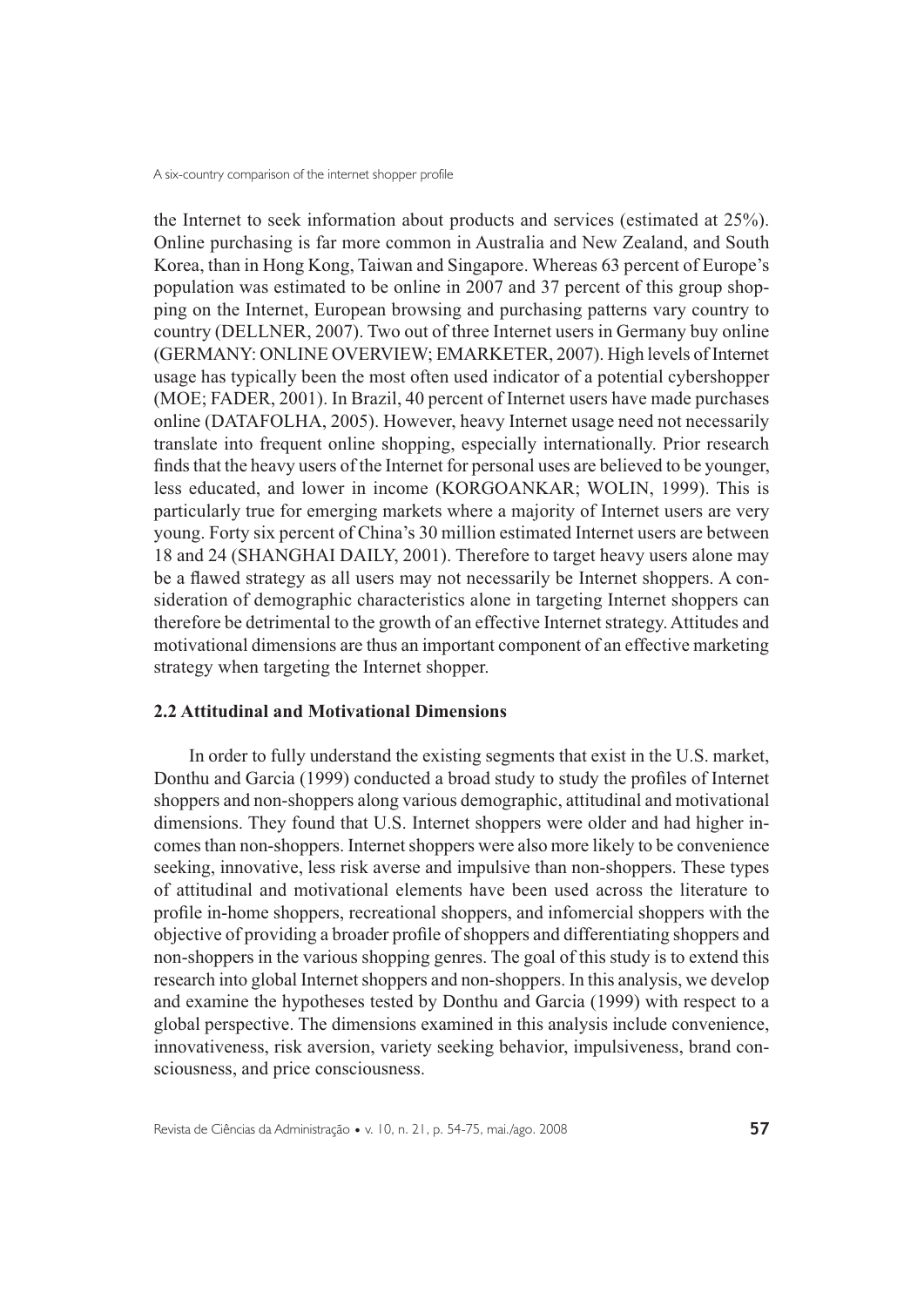the Internet to seek information about products and services (estimated at 25%). Online purchasing is far more common in Australia and New Zealand, and South Korea, than in Hong Kong, Taiwan and Singapore. Whereas 63 percent of Europe's population was estimated to be online in 2007 and 37 percent of this group shopping on the Internet, European browsing and purchasing patterns vary country to country (DELLNER, 2007). Two out of three Internet users in Germany buy online (GERMANY: ONLINE OVERVIEW; EMARKETER, 2007). High levels of Internet usage has typically been the most often used indicator of a potential cybershopper (MOE; FADER, 2001). In Brazil, 40 percent of Internet users have made purchases online (DATAFOLHA, 2005). However, heavy Internet usage need not necessarily translate into frequent online shopping, especially internationally. Prior research finds that the heavy users of the Internet for personal uses are believed to be younger, less educated, and lower in income (KORGOANKAR; WOLIN, 1999). This is particularly true for emerging markets where a majority of Internet users are very young. Forty six percent of China's 30 million estimated Internet users are between 18 and 24 (SHANGHAI DAILY, 2001). Therefore to target heavy users alone may be a flawed strategy as all users may not necessarily be Internet shoppers. A consideration of demographic characteristics alone in targeting Internet shoppers can therefore be detrimental to the growth of an effective Internet strategy. Attitudes and motivational dimensions are thus an important component of an effective marketing strategy when targeting the Internet shopper.

### 2.2 Attitudinal and Motivational Dimensions

In order to fully understand the existing segments that exist in the U.S. market, Donthu and Garcia (1999) conducted a broad study to study the profiles of Internet shoppers and non-shoppers along various demographic, attitudinal and motivational dimensions. They found that U.S. Internet shoppers were older and had higher incomes than non-shoppers. Internet shoppers were also more likely to be convenience seeking, innovative, less risk averse and impulsive than non-shoppers. These types of attitudinal and motivational elements have been used across the literature to profile in-home shoppers, recreational shoppers, and infomercial shoppers with the objective of providing a broader profile of shoppers and differentiating shoppers and non-shoppers in the various shopping genres. The goal of this study is to extend this research into global Internet shoppers and non-shoppers. In this analysis, we develop and examine the hypotheses tested by Donthu and Garcia (1999) with respect to a global perspective. The dimensions examined in this analysis include convenience, innovativeness, risk aversion, variety seeking behavior, impulsiveness, brand consciousness, and price consciousness.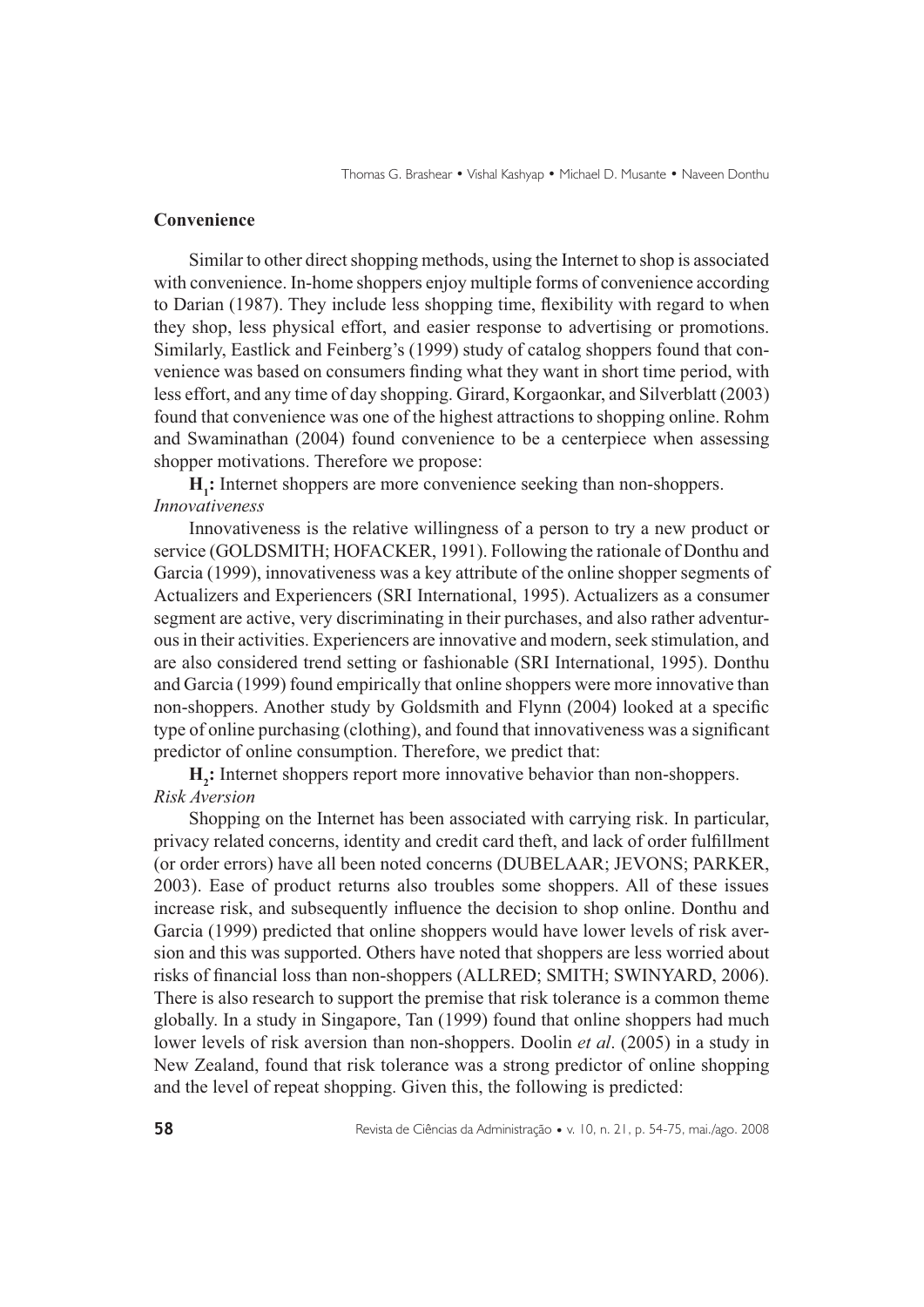## Convenience

Similar to other direct shopping methods, using the Internet to shop is associated with convenience. In-home shoppers enjoy multiple forms of convenience according to Darian (1987). They include less shopping time, flexibility with regard to when they shop, less physical effort, and easier response to advertising or promotions. Similarly, Eastlick and Feinberg's (1999) study of catalog shoppers found that convenience was based on consumers finding what they want in short time period, with less effort, and any time of day shopping. Girard, Korgaonkar, and Silverblatt (2003) found that convenience was one of the highest attractions to shopping online. Rohm and Swaminathan (2004) found convenience to be a centerpiece when assessing shopper motivations. Therefore we propose:

**$H_1$:** Internet shoppers are more convenience seeking than non-shoppers.

### *Innovativeness*

Innovativeness is the relative willingness of a person to try a new product or service (GOLDSMITH; HOFACKER, 1991). Following the rationale of Donthu and Garcia (1999), innovativeness was a key attribute of the online shopper segments of Actualizers and Experiencers (SRI International, 1995). Actualizers as a consumer segment are active, very discriminating in their purchases, and also rather adventurous in their activities. Experiencers are innovative and modern, seek stimulation, and are also considered trend setting or fashionable (SRI International, 1995). Donthu and Garcia (1999) found empirically that online shoppers were more innovative than non-shoppers. Another study by Goldsmith and Flynn (2004) looked at a specific type of online purchasing (clothing), and found that innovativeness was a significant predictor of online consumption. Therefore, we predict that:

**$H_2$:** Internet shoppers report more innovative behavior than non-shoppers.

### *Risk Aversion*

Shopping on the Internet has been associated with carrying risk. In particular, privacy related concerns, identity and credit card theft, and lack of order fulfillment (or order errors) have all been noted concerns (DUBELAAR; JEVONS; PARKER, 2003). Ease of product returns also troubles some shoppers. All of these issues increase risk, and subsequently influence the decision to shop online. Donthu and Garcia (1999) predicted that online shoppers would have lower levels of risk aversion and this was supported. Others have noted that shoppers are less worried about risks of financial loss than non-shoppers (ALLRED; SMITH; SWINYARD, 2006). There is also research to support the premise that risk tolerance is a common theme globally. In a study in Singapore, Tan (1999) found that online shoppers had much lower levels of risk aversion than non-shoppers. Doolin *et al*. (2005) in a study in New Zealand, found that risk tolerance was a strong predictor of online shopping and the level of repeat shopping. Given this, the following is predicted: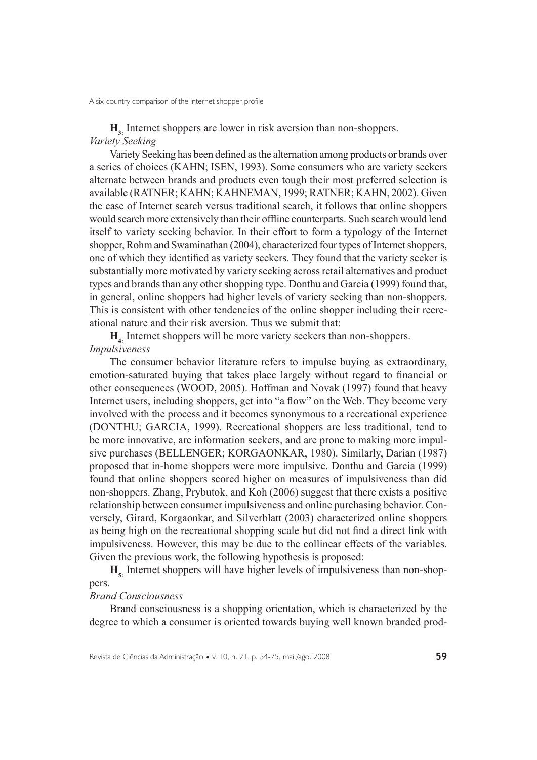**$H_3$**: Internet shoppers are lower in risk aversion than non-shoppers.

*Variety Seeking*

Variety Seeking has been defined as the alternation among products or brands over a series of choices (KAHN; ISEN, 1993). Some consumers who are variety seekers alternate between brands and products even tough their most preferred selection is available (RATNER; KAHN; KAHNEMAN, 1999; RATNER; KAHN, 2002). Given the ease of Internet search versus traditional search, it follows that online shoppers would search more extensively than their offline counterparts. Such search would lend itself to variety seeking behavior. In their effort to form a typology of the Internet shopper, Rohm and Swaminathan (2004), characterized four types of Internet shoppers, one of which they identified as variety seekers. They found that the variety seeker is substantially more motivated by variety seeking across retail alternatives and product types and brands than any other shopping type. Donthu and Garcia (1999) found that, in general, online shoppers had higher levels of variety seeking than non-shoppers. This is consistent with other tendencies of the online shopper including their recreational nature and their risk aversion. Thus we submit that:

**$H_4$**: Internet shoppers will be more variety seekers than non-shoppers.

*Impulsiveness*

The consumer behavior literature refers to impulse buying as extraordinary, emotion-saturated buying that takes place largely without regard to financial or other consequences (WOOD, 2005). Hoffman and Novak (1997) found that heavy Internet users, including shoppers, get into "a flow" on the Web. They become very involved with the process and it becomes synonymous to a recreational experience (DONTHU; GARCIA, 1999). Recreational shoppers are less traditional, tend to be more innovative, are information seekers, and are prone to making more impulsive purchases (BELLENGER; KORGAONKAR, 1980). Similarly, Darian (1987) proposed that in-home shoppers were more impulsive. Donthu and Garcia (1999) found that online shoppers scored higher on measures of impulsiveness than did non-shoppers. Zhang, Prybutok, and Koh (2006) suggest that there exists a positive relationship between consumer impulsiveness and online purchasing behavior. Conversely, Girard, Korgaonkar, and Silverblatt (2003) characterized online shoppers as being high on the recreational shopping scale but did not find a direct link with impulsiveness. However, this may be due to the collinear effects of the variables. Given the previous work, the following hypothesis is proposed:

**$H_5$**: Internet shoppers will have higher levels of impulsiveness than non-shoppers.

*Brand Consciousness*

Brand consciousness is a shopping orientation, which is characterized by the degree to which a consumer is oriented towards buying well known branded prod-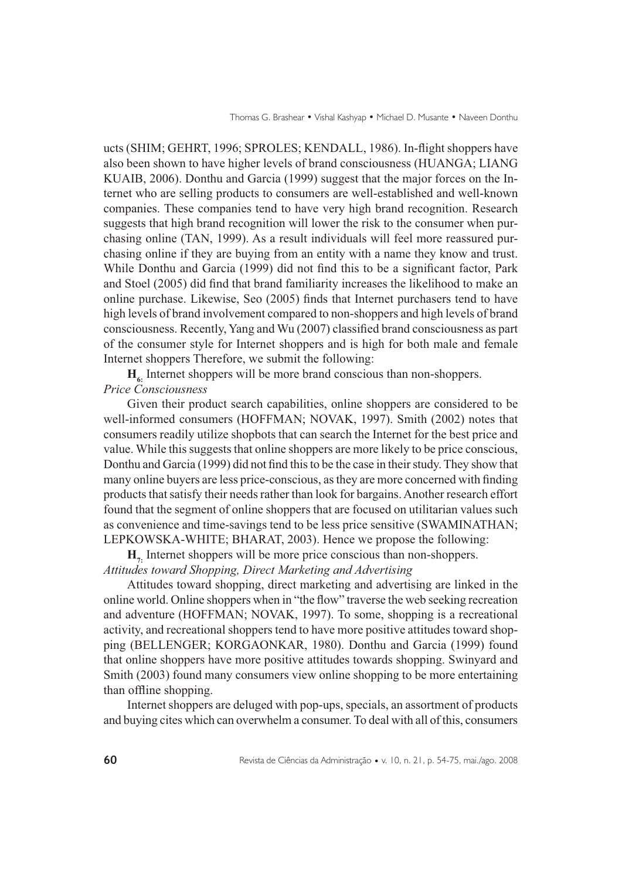ucts (SHIM; GEHRT, 1996; SPROLES; KENDALL, 1986). In-flight shoppers have also been shown to have higher levels of brand consciousness (HUANGA; LIANG KUAIB, 2006). Donthu and Garcia (1999) suggest that the major forces on the Internet who are selling products to consumers are well-established and well-known companies. These companies tend to have very high brand recognition. Research suggests that high brand recognition will lower the risk to the consumer when purchasing online (TAN, 1999). As a result individuals will feel more reassured purchasing online if they are buying from an entity with a name they know and trust. While Donthu and Garcia (1999) did not find this to be a significant factor, Park and Stoel (2005) did find that brand familiarity increases the likelihood to make an online purchase. Likewise, Seo (2005) finds that Internet purchasers tend to have high levels of brand involvement compared to non-shoppers and high levels of brand consciousness. Recently, Yang and Wu (2007) classified brand consciousness as part of the consumer style for Internet shoppers and is high for both male and female Internet shoppers Therefore, we submit the following:

**$H_{6:}$** Internet shoppers will be more brand conscious than non-shoppers.

*Price Consciousness*

Given their product search capabilities, online shoppers are considered to be well-informed consumers (HOFFMAN; NOVAK, 1997). Smith (2002) notes that consumers readily utilize shopbots that can search the Internet for the best price and value. While this suggests that online shoppers are more likely to be price conscious, Donthu and Garcia (1999) did not find this to be the case in their study. They show that many online buyers are less price-conscious, as they are more concerned with finding products that satisfy their needs rather than look for bargains. Another research effort found that the segment of online shoppers that are focused on utilitarian values such as convenience and time-savings tend to be less price sensitive (SWAMINATHAN; LEPKOWSKA-WHITE; BHARAT, 2003). Hence we propose the following:

**$H_{7:}$** Internet shoppers will be more price conscious than non-shoppers.

*Attitudes toward Shopping, Direct Marketing and Advertising*

Attitudes toward shopping, direct marketing and advertising are linked in the online world. Online shoppers when in "the flow" traverse the web seeking recreation and adventure (HOFFMAN; NOVAK, 1997). To some, shopping is a recreational activity, and recreational shoppers tend to have more positive attitudes toward shopping (BELLENGER; KORGAONKAR, 1980). Donthu and Garcia (1999) found that online shoppers have more positive attitudes towards shopping. Swinyard and Smith (2003) found many consumers view online shopping to be more entertaining than offline shopping.

Internet shoppers are deluged with pop-ups, specials, an assortment of products and buying cites which can overwhelm a consumer. To deal with all of this, consumers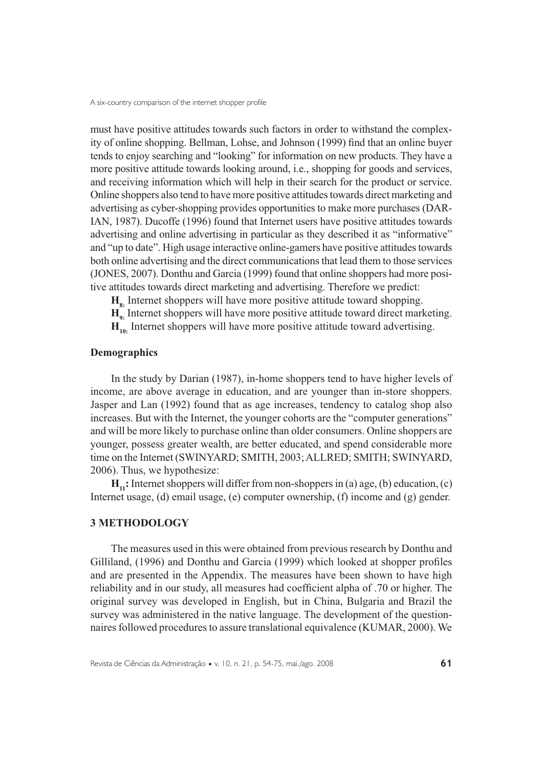must have positive attitudes towards such factors in order to withstand the complexity of online shopping. Bellman, Lohse, and Johnson (1999) find that an online buyer tends to enjoy searching and "looking" for information on new products. They have a more positive attitude towards looking around, i.e., shopping for goods and services, and receiving information which will help in their search for the product or service. Online shoppers also tend to have more positive attitudes towards direct marketing and advertising as cyber-shopping provides opportunities to make more purchases (DARIAN, 1987). Ducoffe (1996) found that Internet users have positive attitudes towards advertising and online advertising in particular as they described it as "informative" and "up to date". High usage interactive online-gamers have positive attitudes towards both online advertising and the direct communications that lead them to those services (JONES, 2007). Donthu and Garcia (1999) found that online shoppers had more positive attitudes towards direct marketing and advertising. Therefore we predict:

**$H_{8:}$** Internet shoppers will have more positive attitude toward shopping.

**$H_{9:}$** Internet shoppers will have more positive attitude toward direct marketing.

**$H_{10:}$** Internet shoppers will have more positive attitude toward advertising.

### Demographics

In the study by Darian (1987), in-home shoppers tend to have higher levels of income, are above average in education, and are younger than in-store shoppers. Jasper and Lan (1992) found that as age increases, tendency to catalog shop also increases. But with the Internet, the younger cohorts are the "computer generations" and will be more likely to purchase online than older consumers. Online shoppers are younger, possess greater wealth, are better educated, and spend considerable more time on the Internet (SWINYARD; SMITH, 2003; ALLRED; SMITH; SWINYARD, 2006). Thus, we hypothesize:

**$H_{11}$:** Internet shoppers will differ from non-shoppers in (a) age, (b) education, (c) Internet usage, (d) email usage, (e) computer ownership, (f) income and (g) gender.

## 3 METHODOLOGY

The measures used in this were obtained from previous research by Donthu and Gilliland, (1996) and Donthu and Garcia (1999) which looked at shopper profiles and are presented in the Appendix. The measures have been shown to have high reliability and in our study, all measures had coefficient alpha of .70 or higher. The original survey was developed in English, but in China, Bulgaria and Brazil the survey was administered in the native language. The development of the questionnaires followed procedures to assure translational equivalence (KUMAR, 2000). We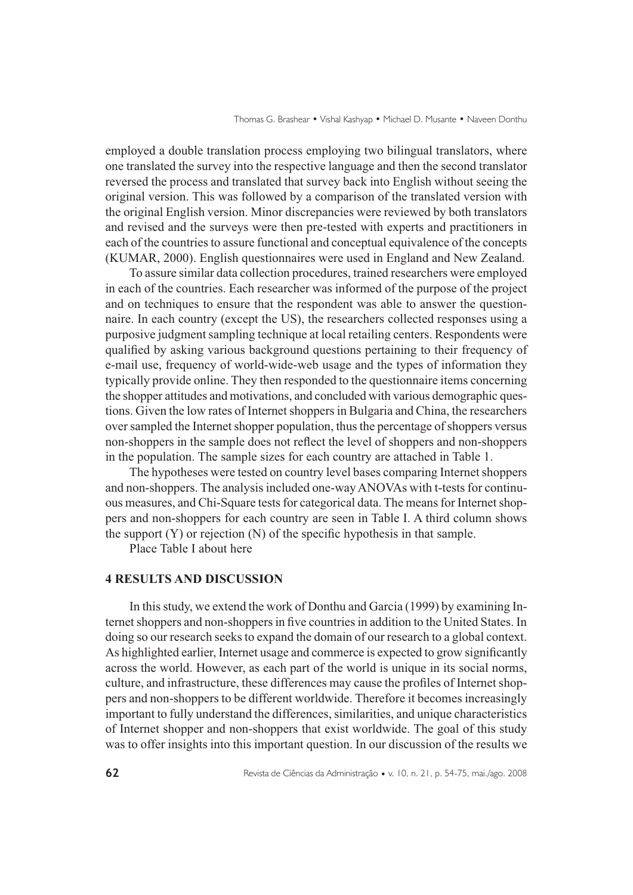employed a double translation process employing two bilingual translators, where one translated the survey into the respective language and then the second translator reversed the process and translated that survey back into English without seeing the original version. This was followed by a comparison of the translated version with the original English version. Minor discrepancies were reviewed by both translators and revised and the surveys were then pre-tested with experts and practitioners in each of the countries to assure functional and conceptual equivalence of the concepts (KUMAR, 2000). English questionnaires were used in England and New Zealand.

To assure similar data collection procedures, trained researchers were employed in each of the countries. Each researcher was informed of the purpose of the project and on techniques to ensure that the respondent was able to answer the questionnaire. In each country (except the US), the researchers collected responses using a purposive judgment sampling technique at local retailing centers. Respondents were qualified by asking various background questions pertaining to their frequency of e-mail use, frequency of world-wide-web usage and the types of information they typically provide online. They then responded to the questionnaire items concerning the shopper attitudes and motivations, and concluded with various demographic questions. Given the low rates of Internet shoppers in Bulgaria and China, the researchers over sampled the Internet shopper population, thus the percentage of shoppers versus non-shoppers in the sample does not reflect the level of shoppers and non-shoppers in the population. The sample sizes for each country are attached in Table 1.

The hypotheses were tested on country level bases comparing Internet shoppers and non-shoppers. The analysis included one-way ANOVAs with t-tests for continuous measures, and Chi-Square tests for categorical data. The means for Internet shoppers and non-shoppers for each country are seen in Table I. A third column shows the support (Y) or rejection (N) of the specific hypothesis in that sample.

Place Table I about here

## 4 RESULTS AND DISCUSSION

In this study, we extend the work of Donthu and Garcia (1999) by examining Internet shoppers and non-shoppers in five countries in addition to the United States. In doing so our research seeks to expand the domain of our research to a global context. As highlighted earlier, Internet usage and commerce is expected to grow significantly across the world. However, as each part of the world is unique in its social norms, culture, and infrastructure, these differences may cause the profiles of Internet shoppers and non-shoppers to be different worldwide. Therefore it becomes increasingly important to fully understand the differences, similarities, and unique characteristics of Internet shopper and non-shoppers that exist worldwide. The goal of this study was to offer insights into this important question. In our discussion of the results we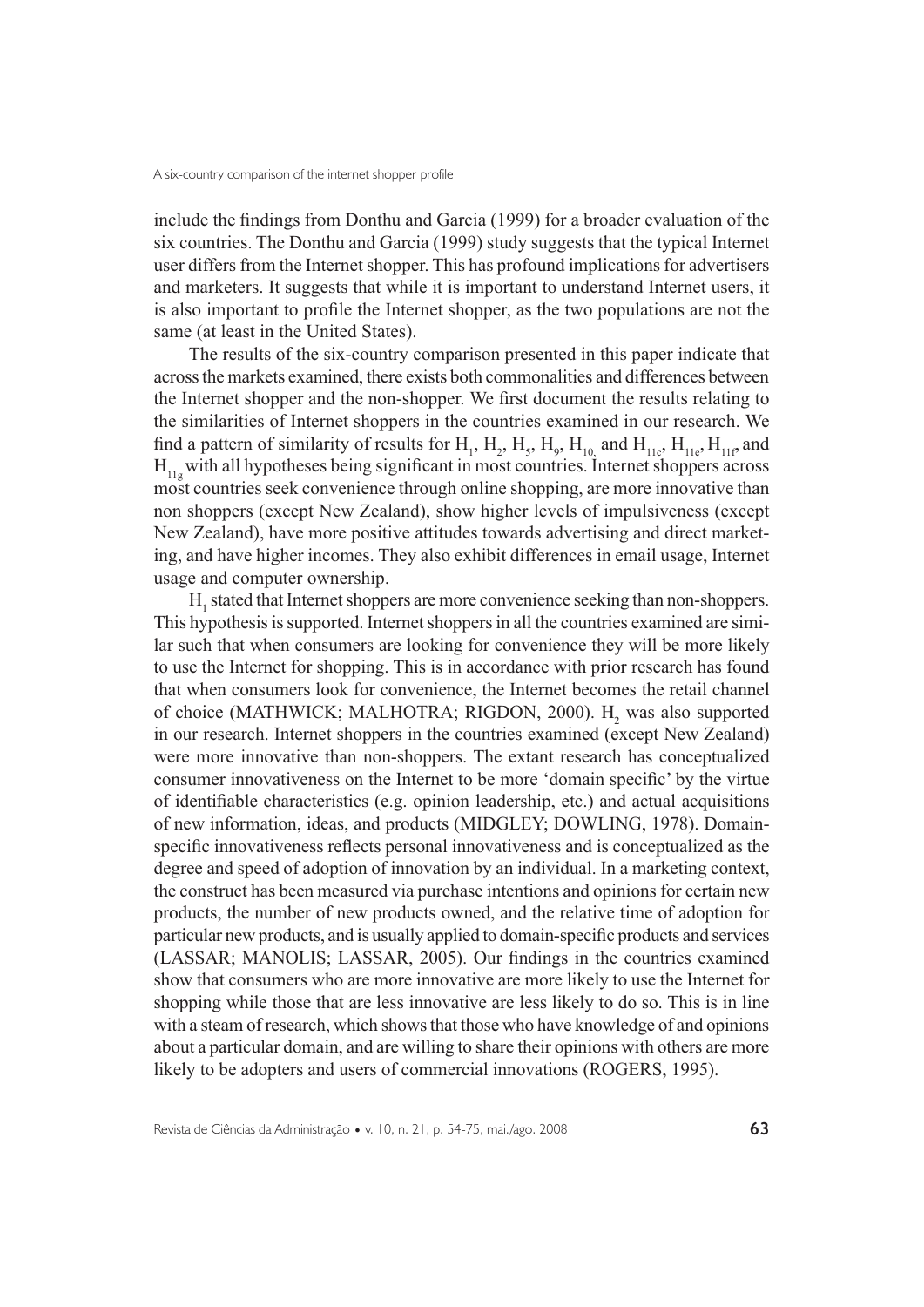include the findings from Donthu and Garcia (1999) for a broader evaluation of the six countries. The Donthu and Garcia (1999) study suggests that the typical Internet user differs from the Internet shopper. This has profound implications for advertisers and marketers. It suggests that while it is important to understand Internet users, it is also important to profile the Internet shopper, as the two populations are not the same (at least in the United States).

The results of the six-country comparison presented in this paper indicate that across the markets examined, there exists both commonalities and differences between the Internet shopper and the non-shopper. We first document the results relating to the similarities of Internet shoppers in the countries examined in our research. We find a pattern of similarity of results for $H_1$, $H_2$, $H_5$, $H_9$, $H_{10}$ and $H_{11c}$, $H_{11e}$, $H_{11f}$, and $H_{11g}$ with all hypotheses being significant in most countries. Internet shoppers across most countries seek convenience through online shopping, are more innovative than non shoppers (except New Zealand), show higher levels of impulsiveness (except New Zealand), have more positive attitudes towards advertising and direct marketing, and have higher incomes. They also exhibit differences in email usage, Internet usage and computer ownership.

$H_1$ stated that Internet shoppers are more convenience seeking than non-shoppers. This hypothesis is supported. Internet shoppers in all the countries examined are similar such that when consumers are looking for convenience they will be more likely to use the Internet for shopping. This is in accordance with prior research has found that when consumers look for convenience, the Internet becomes the retail channel of choice (MATHWICK; MALHOTRA; RIGDON, 2000). $H_2$ was also supported in our research. Internet shoppers in the countries examined (except New Zealand) were more innovative than non-shoppers. The extant research has conceptualized consumer innovativeness on the Internet to be more 'domain specific' by the virtue of identifiable characteristics (e.g. opinion leadership, etc.) and actual acquisitions of new information, ideas, and products (MIDGLEY; DOWLING, 1978). Domain-specific innovativeness reflects personal innovativeness and is conceptualized as the degree and speed of adoption of innovation by an individual. In a marketing context, the construct has been measured via purchase intentions and opinions for certain new products, the number of new products owned, and the relative time of adoption for particular new products, and is usually applied to domain-specific products and services (LASSAR; MANOLIS; LASSAR, 2005). Our findings in the countries examined show that consumers who are more innovative are more likely to use the Internet for shopping while those that are less innovative are less likely to do so. This is in line with a steam of research, which shows that those who have knowledge of and opinions about a particular domain, and are willing to share their opinions with others are more likely to be adopters and users of commercial innovations (ROGERS, 1995).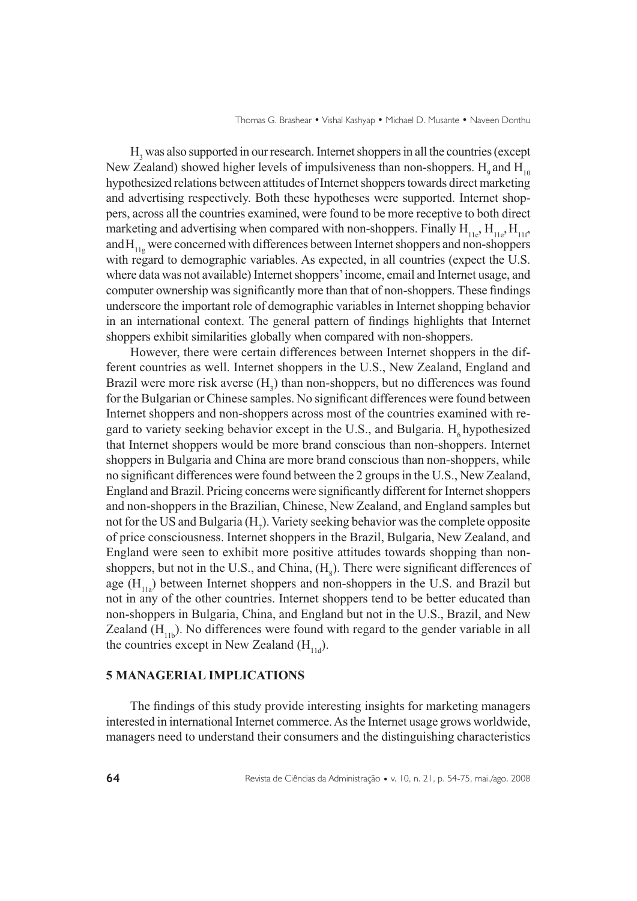$H_3$ was also supported in our research. Internet shoppers in all the countries (except New Zealand) showed higher levels of impulsiveness than non-shoppers. $H_9$ and $H_{10}$ hypothesized relations between attitudes of Internet shoppers towards direct marketing and advertising respectively. Both these hypotheses were supported. Internet shoppers, across all the countries examined, were found to be more receptive to both direct marketing and advertising when compared with non-shoppers. Finally $H_{11c}$, $H_{11e}$, $H_{11f}$, and $H_{11g}$ were concerned with differences between Internet shoppers and non-shoppers with regard to demographic variables. As expected, in all countries (expect the U.S. where data was not available) Internet shoppers' income, email and Internet usage, and computer ownership was significantly more than that of non-shoppers. These findings underscore the important role of demographic variables in Internet shopping behavior in an international context. The general pattern of findings highlights that Internet shoppers exhibit similarities globally when compared with non-shoppers.

However, there were certain differences between Internet shoppers in the different countries as well. Internet shoppers in the U.S., New Zealand, England and Brazil were more risk averse ($H_3$) than non-shoppers, but no differences was found for the Bulgarian or Chinese samples. No significant differences were found between Internet shoppers and non-shoppers across most of the countries examined with regard to variety seeking behavior except in the U.S., and Bulgaria. $H_6$ hypothesized that Internet shoppers would be more brand conscious than non-shoppers. Internet shoppers in Bulgaria and China are more brand conscious than non-shoppers, while no significant differences were found between the 2 groups in the U.S., New Zealand, England and Brazil. Pricing concerns were significantly different for Internet shoppers and non-shoppers in the Brazilian, Chinese, New Zealand, and England samples but not for the US and Bulgaria ($H_7$). Variety seeking behavior was the complete opposite of price consciousness. Internet shoppers in the Brazil, Bulgaria, New Zealand, and England were seen to exhibit more positive attitudes towards shopping than non-shoppers, but not in the U.S., and China, ($H_8$). There were significant differences of age ($H_{11a}$) between Internet shoppers and non-shoppers in the U.S. and Brazil but not in any of the other countries. Internet shoppers tend to be better educated than non-shoppers in Bulgaria, China, and England but not in the U.S., Brazil, and New Zealand ($H_{11b}$). No differences were found with regard to the gender variable in all the countries except in New Zealand ($H_{11d}$).

## 5 MANAGERIAL IMPLICATIONS

The findings of this study provide interesting insights for marketing managers interested in international Internet commerce. As the Internet usage grows worldwide, managers need to understand their consumers and the distinguishing characteristics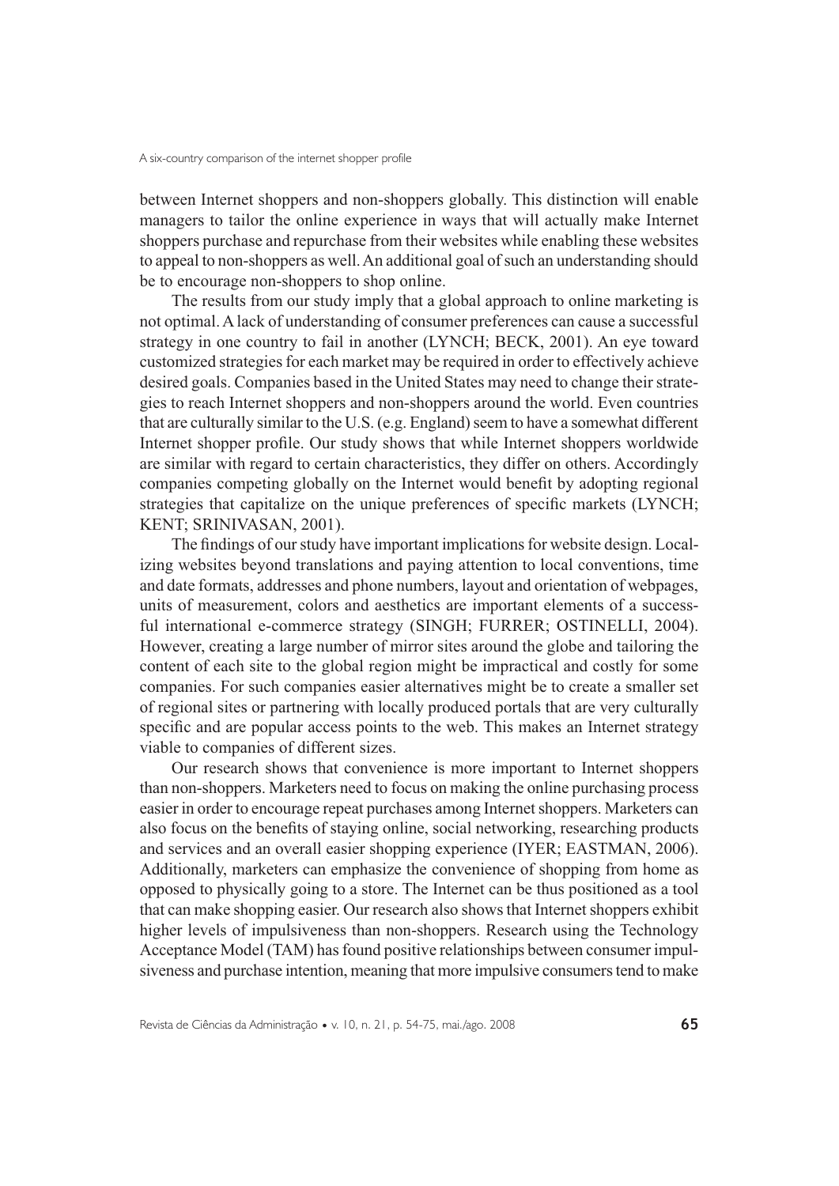between Internet shoppers and non-shoppers globally. This distinction will enable managers to tailor the online experience in ways that will actually make Internet shoppers purchase and repurchase from their websites while enabling these websites to appeal to non-shoppers as well. An additional goal of such an understanding should be to encourage non-shoppers to shop online.

The results from our study imply that a global approach to online marketing is not optimal. A lack of understanding of consumer preferences can cause a successful strategy in one country to fail in another (LYNCH; BECK, 2001). An eye toward customized strategies for each market may be required in order to effectively achieve desired goals. Companies based in the United States may need to change their strategies to reach Internet shoppers and non-shoppers around the world. Even countries that are culturally similar to the U.S. (e.g. England) seem to have a somewhat different Internet shopper profile. Our study shows that while Internet shoppers worldwide are similar with regard to certain characteristics, they differ on others. Accordingly companies competing globally on the Internet would benefit by adopting regional strategies that capitalize on the unique preferences of specific markets (LYNCH; KENT; SRINIVASAN, 2001).

The findings of our study have important implications for website design. Localizing websites beyond translations and paying attention to local conventions, time and date formats, addresses and phone numbers, layout and orientation of webpages, units of measurement, colors and aesthetics are important elements of a successful international e-commerce strategy (SINGH; FURRER; OSTINELLI, 2004). However, creating a large number of mirror sites around the globe and tailoring the content of each site to the global region might be impractical and costly for some companies. For such companies easier alternatives might be to create a smaller set of regional sites or partnering with locally produced portals that are very culturally specific and are popular access points to the web. This makes an Internet strategy viable to companies of different sizes.

Our research shows that convenience is more important to Internet shoppers than non-shoppers. Marketers need to focus on making the online purchasing process easier in order to encourage repeat purchases among Internet shoppers. Marketers can also focus on the benefits of staying online, social networking, researching products and services and an overall easier shopping experience (IYER; EASTMAN, 2006). Additionally, marketers can emphasize the convenience of shopping from home as opposed to physically going to a store. The Internet can be thus positioned as a tool that can make shopping easier. Our research also shows that Internet shoppers exhibit higher levels of impulsiveness than non-shoppers. Research using the Technology Acceptance Model (TAM) has found positive relationships between consumer impulsiveness and purchase intention, meaning that more impulsive consumers tend to make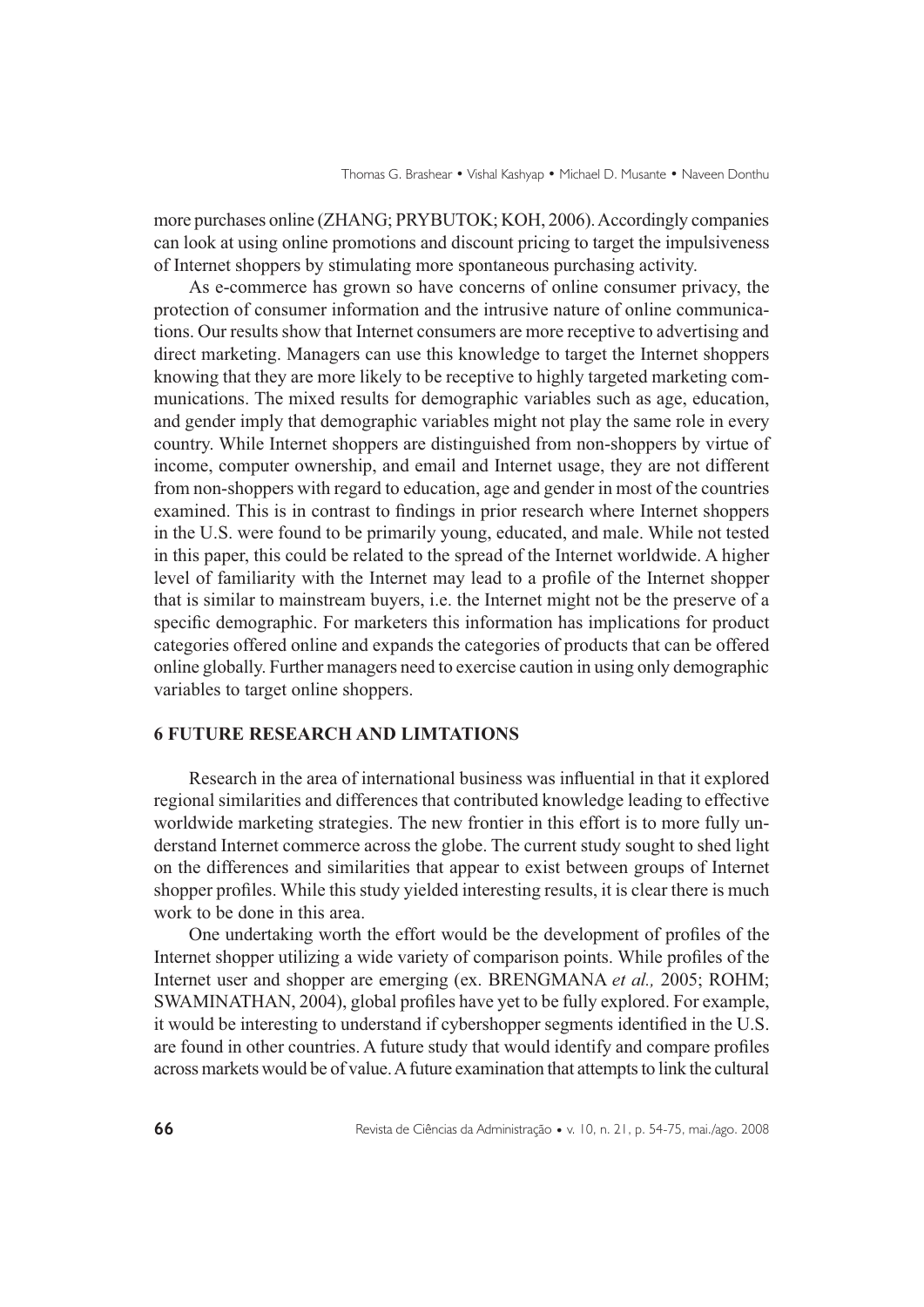more purchases online (ZHANG; PRYBUTOK; KOH, 2006). Accordingly companies can look at using online promotions and discount pricing to target the impulsiveness of Internet shoppers by stimulating more spontaneous purchasing activity.

As e-commerce has grown so have concerns of online consumer privacy, the protection of consumer information and the intrusive nature of online communications. Our results show that Internet consumers are more receptive to advertising and direct marketing. Managers can use this knowledge to target the Internet shoppers knowing that they are more likely to be receptive to highly targeted marketing communications. The mixed results for demographic variables such as age, education, and gender imply that demographic variables might not play the same role in every country. While Internet shoppers are distinguished from non-shoppers by virtue of income, computer ownership, and email and Internet usage, they are not different from non-shoppers with regard to education, age and gender in most of the countries examined. This is in contrast to findings in prior research where Internet shoppers in the U.S. were found to be primarily young, educated, and male. While not tested in this paper, this could be related to the spread of the Internet worldwide. A higher level of familiarity with the Internet may lead to a profile of the Internet shopper that is similar to mainstream buyers, i.e. the Internet might not be the preserve of a specific demographic. For marketers this information has implications for product categories offered online and expands the categories of products that can be offered online globally. Further managers need to exercise caution in using only demographic variables to target online shoppers.

## 6 FUTURE RESEARCH AND LIMTATIONS

Research in the area of international business was influential in that it explored regional similarities and differences that contributed knowledge leading to effective worldwide marketing strategies. The new frontier in this effort is to more fully understand Internet commerce across the globe. The current study sought to shed light on the differences and similarities that appear to exist between groups of Internet shopper profiles. While this study yielded interesting results, it is clear there is much work to be done in this area.

One undertaking worth the effort would be the development of profiles of the Internet shopper utilizing a wide variety of comparison points. While profiles of the Internet user and shopper are emerging (ex. BRENGMANA *et al.,* 2005; ROHM; SWAMINATHAN, 2004), global profiles have yet to be fully explored. For example, it would be interesting to understand if cybershopper segments identified in the U.S. are found in other countries. A future study that would identify and compare profiles across markets would be of value. A future examination that attempts to link the cultural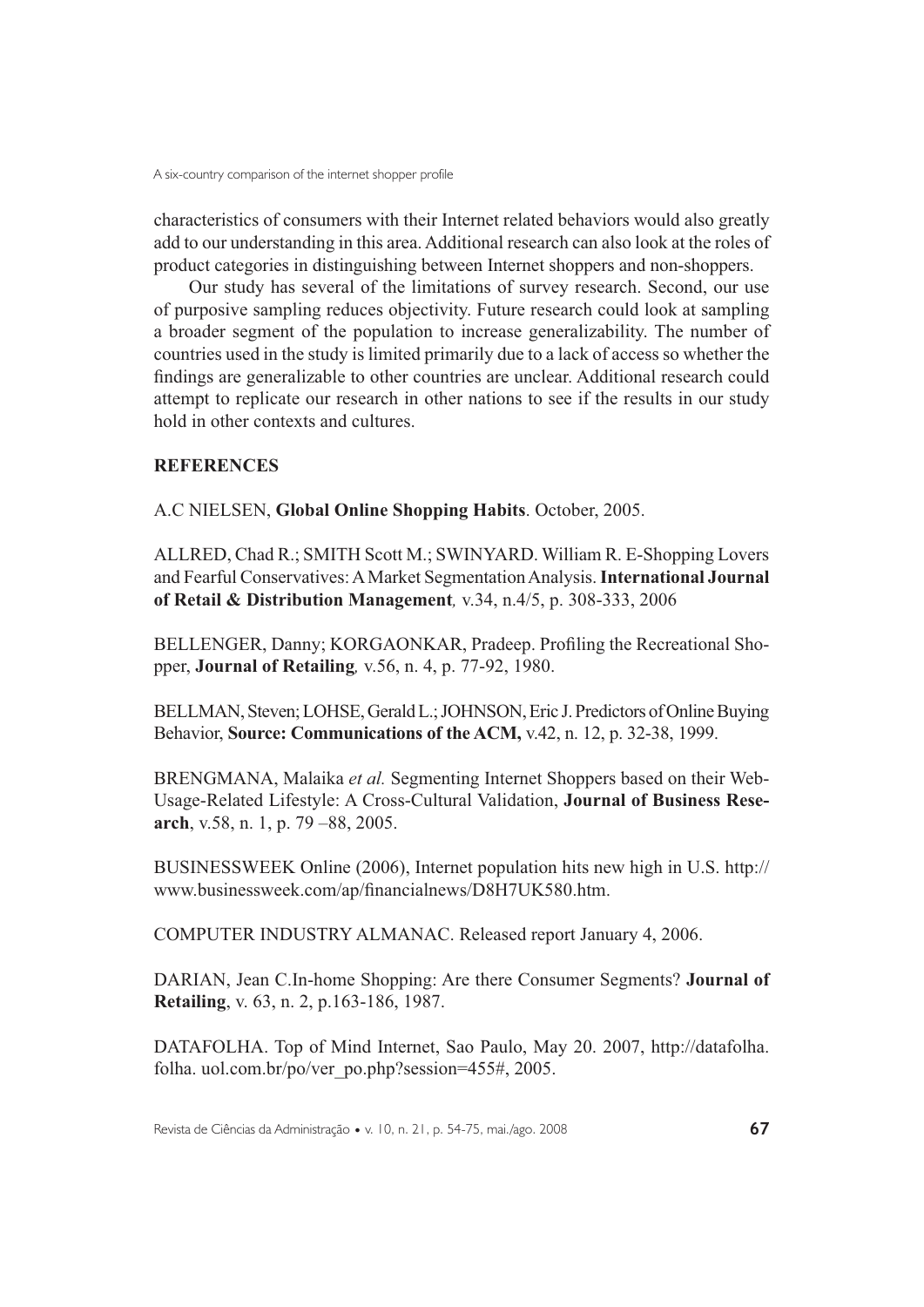characteristics of consumers with their Internet related behaviors would also greatly add to our understanding in this area. Additional research can also look at the roles of product categories in distinguishing between Internet shoppers and non-shoppers.

Our study has several of the limitations of survey research. Second, our use of purposive sampling reduces objectivity. Future research could look at sampling a broader segment of the population to increase generalizability. The number of countries used in the study is limited primarily due to a lack of access so whether the findings are generalizable to other countries are unclear. Additional research could attempt to replicate our research in other nations to see if the results in our study hold in other contexts and cultures.

**REFERENCES**

A.C NIELSEN, **Global Online Shopping Habits**. October, 2005.

ALLRED, Chad R.; SMITH Scott M.; SWINYARD. William R. E-Shopping Lovers and Fearful Conservatives: A Market Segmentation Analysis. **International Journal of Retail & Distribution Management***,* v.34, n.4/5, p. 308-333, 2006

BELLENGER, Danny; KORGAONKAR, Pradeep. Profiling the Recreational Shopper, **Journal of Retailing***,* v.56, n. 4, p. 77-92, 1980.

BELLMAN, Steven; LOHSE, Gerald L.; JOHNSON, Eric J. Predictors of Online Buying Behavior, **Source: Communications of the ACM,** v.42, n. 12, p. 32-38, 1999.

BRENGMANA, Malaika *et al.* Segmenting Internet Shoppers based on their Web-Usage-Related Lifestyle: A Cross-Cultural Validation, **Journal of Business Research**, v.58, n. 1, p. 79 –88, 2005.

BUSINESSWEEK Online (2006), Internet population hits new high in U.S. http://www.businessweek.com/ap/financialnews/D8H7UK580.htm.

COMPUTER INDUSTRY ALMANAC. Released report January 4, 2006.

DARIAN, Jean C.In-home Shopping: Are there Consumer Segments? **Journal of Retailing**, v. 63, n. 2, p.163-186, 1987.

DATAFOLHA. Top of Mind Internet, Sao Paulo, May 20. 2007, http://datafolha.folha. uol.com.br/po/ver_po.php?session=455#, 2005.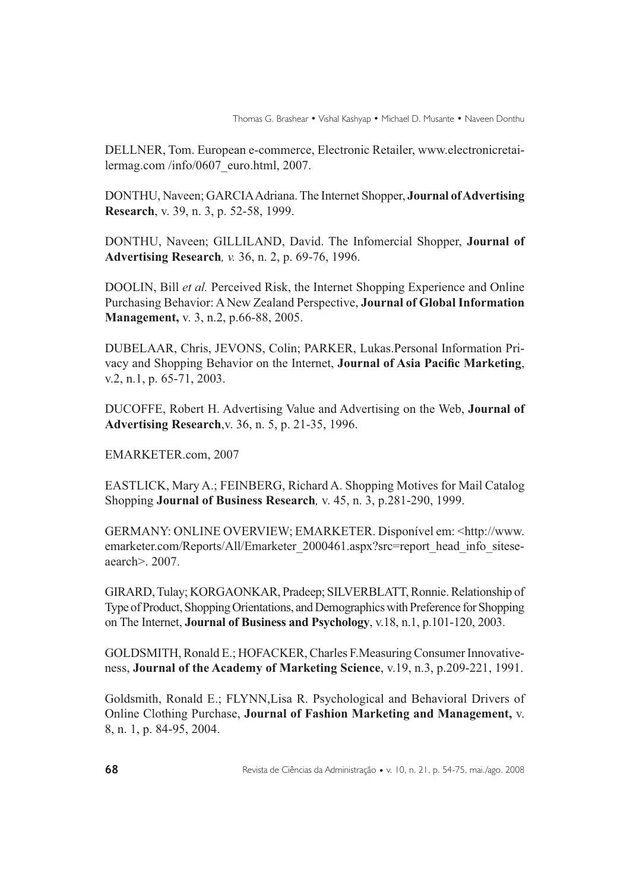DELLNER, Tom. European e-commerce, Electronic Retailer, www.electronicretailermag.com /info/0607_euro.html, 2007.

DONTHU, Naveen; GARCIA Adriana. The Internet Shopper, **Journal of Advertising Research**, v. 39, n. 3, p. 52-58, 1999.

DONTHU, Naveen; GILLILAND, David. The Infomercial Shopper, **Journal of Advertising Research***, v.* 36, n. 2, p. 69-76, 1996.

DOOLIN, Bill *et al.* Perceived Risk, the Internet Shopping Experience and Online Purchasing Behavior: A New Zealand Perspective, **Journal of Global Information Management,** v. 3, n.2, p.66-88, 2005.

DUBELAAR, Chris, JEVONS, Colin; PARKER, Lukas.Personal Information Privacy and Shopping Behavior on the Internet, **Journal of Asia Pacific Marketing**, v.2, n.1, p. 65-71, 2003.

DUCOFFE, Robert H. Advertising Value and Advertising on the Web, **Journal of Advertising Research**,v. 36, n. 5, p. 21-35, 1996.

EMARKETER.com, 2007

EASTLICK, Mary A.; FEINBERG, Richard A. Shopping Motives for Mail Catalog Shopping **Journal of Business Research***,* v. 45, n. 3, p.281-290, 1999.

GERMANY: ONLINE OVERVIEW; EMARKETER. Disponível em: <http://www.emarketer.com/Reports/All/Emarketer_2000461.aspx?src=report_head_info_siteseaearch>. 2007.

GIRARD, Tulay; KORGAONKAR, Pradeep; SILVERBLATT, Ronnie. Relationship of Type of Product, Shopping Orientations, and Demographics with Preference for Shopping on The Internet, **Journal of Business and Psychology**, v.18, n.1, p.101-120, 2003.

GOLDSMITH, Ronald E.; HOFACKER, Charles F.Measuring Consumer Innovativeness, **Journal of the Academy of Marketing Science**, v.19, n.3, p.209-221, 1991.

Goldsmith, Ronald E.; FLYNN,Lisa R. Psychological and Behavioral Drivers of Online Clothing Purchase, **Journal of Fashion Marketing and Management,** v. 8, n. 1, p. 84-95, 2004.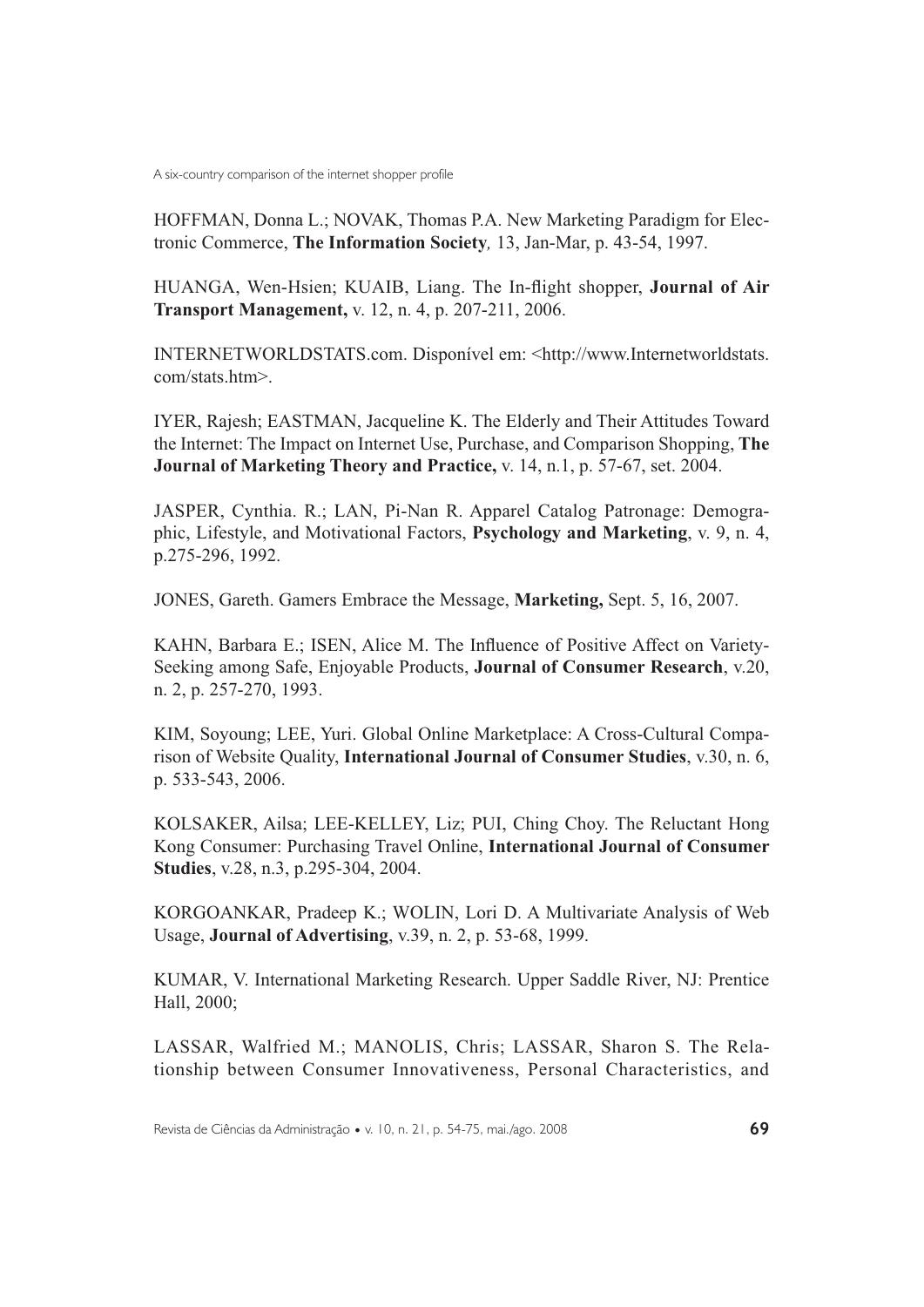HOFFMAN, Donna L.; NOVAK, Thomas P.A. New Marketing Paradigm for Electronic Commerce, **The Information Society***,* 13, Jan-Mar, p. 43-54, 1997.

HUANGA, Wen-Hsien; KUAIB, Liang. The In-flight shopper, **Journal of Air Transport Management,** v. 12, n. 4, p. 207-211, 2006.

INTERNETWORLDSTATS.com. Disponível em: <http://www.Internetworldstats.com/stats.htm>.

IYER, Rajesh; EASTMAN, Jacqueline K. The Elderly and Their Attitudes Toward the Internet: The Impact on Internet Use, Purchase, and Comparison Shopping, **The Journal of Marketing Theory and Practice,** v. 14, n.1, p. 57-67, set. 2004.

JASPER, Cynthia. R.; LAN, Pi-Nan R. Apparel Catalog Patronage: Demographic, Lifestyle, and Motivational Factors, **Psychology and Marketing**, v. 9, n. 4, p.275-296, 1992.

JONES, Gareth. Gamers Embrace the Message, **Marketing,** Sept. 5, 16, 2007.

KAHN, Barbara E.; ISEN, Alice M. The Influence of Positive Affect on Variety-Seeking among Safe, Enjoyable Products, **Journal of Consumer Research**, v.20, n. 2, p. 257-270, 1993.

KIM, Soyoung; LEE, Yuri. Global Online Marketplace: A Cross-Cultural Comparison of Website Quality, **International Journal of Consumer Studies**, v.30, n. 6, p. 533-543, 2006.

KOLSAKER, Ailsa; LEE-KELLEY, Liz; PUI, Ching Choy. The Reluctant Hong Kong Consumer: Purchasing Travel Online, **International Journal of Consumer Studies**, v.28, n.3, p.295-304, 2004.

KORGOANKAR, Pradeep K.; WOLIN, Lori D. A Multivariate Analysis of Web Usage, **Journal of Advertising**, v.39, n. 2, p. 53-68, 1999.

KUMAR, V. International Marketing Research. Upper Saddle River, NJ: Prentice Hall, 2000;

LASSAR, Walfried M.; MANOLIS, Chris; LASSAR, Sharon S. The Relationship between Consumer Innovativeness, Personal Characteristics, and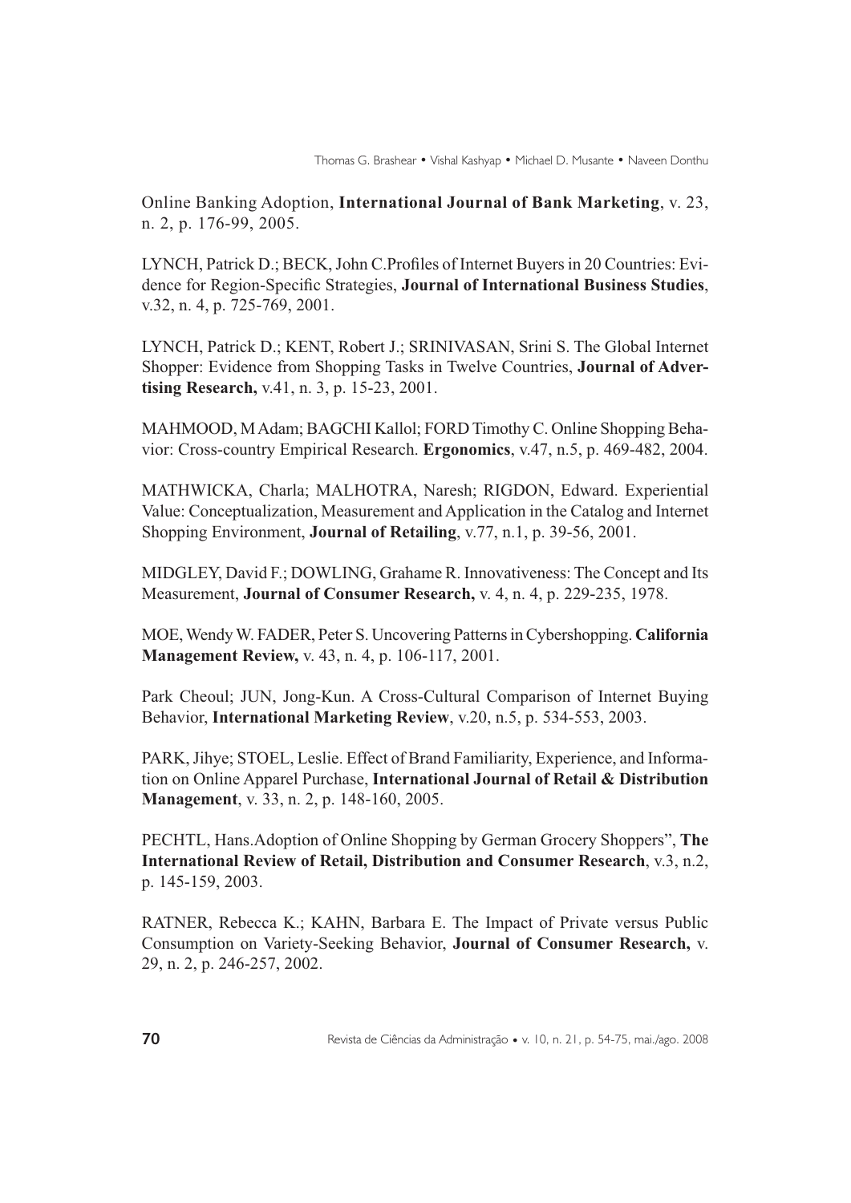Online Banking Adoption, **International Journal of Bank Marketing**, v. 23, n. 2, p. 176-99, 2005.

LYNCH, Patrick D.; BECK, John C.Profiles of Internet Buyers in 20 Countries: Evidence for Region-Specific Strategies, **Journal of International Business Studies**, v.32, n. 4, p. 725-769, 2001.

LYNCH, Patrick D.; KENT, Robert J.; SRINIVASAN, Srini S. The Global Internet Shopper: Evidence from Shopping Tasks in Twelve Countries, **Journal of Advertising Research,** v.41, n. 3, p. 15-23, 2001.

MAHMOOD, M Adam; BAGCHI Kallol; FORD Timothy C. Online Shopping Behavior: Cross-country Empirical Research. **Ergonomics**, v.47, n.5, p. 469-482, 2004.

MATHWICKA, Charla; MALHOTRA, Naresh; RIGDON, Edward. Experiential Value: Conceptualization, Measurement and Application in the Catalog and Internet Shopping Environment, **Journal of Retailing**, v.77, n.1, p. 39-56, 2001.

MIDGLEY, David F.; DOWLING, Grahame R. Innovativeness: The Concept and Its Measurement, **Journal of Consumer Research,** v. 4, n. 4, p. 229-235, 1978.

MOE, Wendy W. FADER, Peter S. Uncovering Patterns in Cybershopping. **California Management Review,** v. 43, n. 4, p. 106-117, 2001.

Park Cheoul; JUN, Jong-Kun. A Cross-Cultural Comparison of Internet Buying Behavior, **International Marketing Review**, v.20, n.5, p. 534-553, 2003.

PARK, Jihye; STOEL, Leslie. Effect of Brand Familiarity, Experience, and Information on Online Apparel Purchase, **International Journal of Retail & Distribution Management**, v. 33, n. 2, p. 148-160, 2005.

PECHTL, Hans.Adoption of Online Shopping by German Grocery Shoppers", **The International Review of Retail, Distribution and Consumer Research**, v.3, n.2, p. 145-159, 2003.

RATNER, Rebecca K.; KAHN, Barbara E. The Impact of Private versus Public Consumption on Variety-Seeking Behavior, **Journal of Consumer Research,** v. 29, n. 2, p. 246-257, 2002.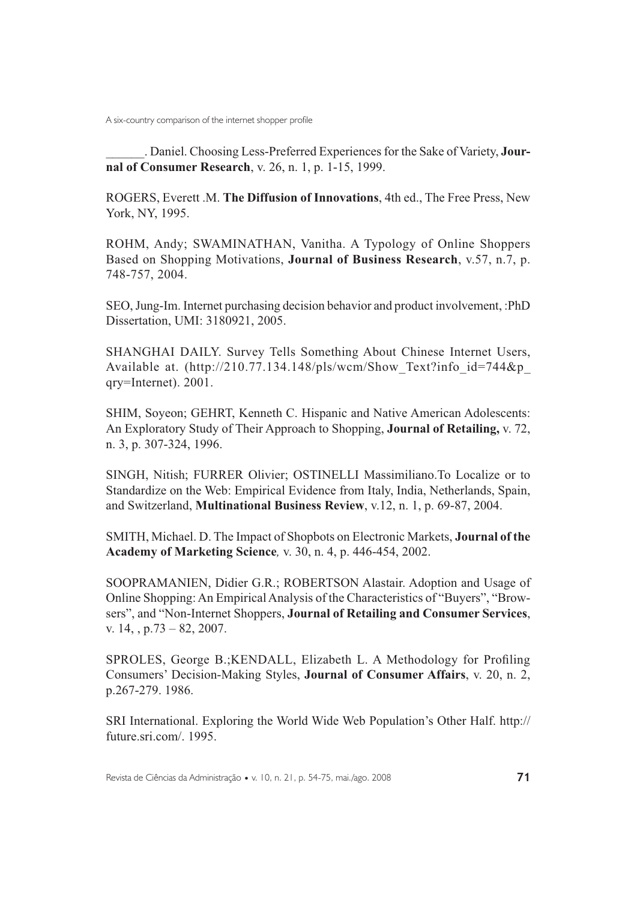______. Daniel. Choosing Less-Preferred Experiences for the Sake of Variety, **Journal of Consumer Research**, v. 26, n. 1, p. 1-15, 1999.

ROGERS, Everett .M. **The Diffusion of Innovations**, 4th ed., The Free Press, New York, NY, 1995.

ROHM, Andy; SWAMINATHAN, Vanitha. A Typology of Online Shoppers Based on Shopping Motivations, **Journal of Business Research**, v.57, n.7, p. 748-757, 2004.

SEO, Jung-Im. Internet purchasing decision behavior and product involvement, :PhD Dissertation, UMI: 3180921, 2005.

SHANGHAI DAILY. Survey Tells Something About Chinese Internet Users, Available at. (http://210.77.134.148/pls/wcm/Show_Text?info_id=744&p_qry=Internet). 2001.

SHIM, Soyeon; GEHRT, Kenneth C. Hispanic and Native American Adolescents: An Exploratory Study of Their Approach to Shopping, **Journal of Retailing,** v. 72, n. 3, p. 307-324, 1996.

SINGH, Nitish; FURRER Olivier; OSTINELLI Massimiliano.To Localize or to Standardize on the Web: Empirical Evidence from Italy, India, Netherlands, Spain, and Switzerland, **Multinational Business Review**, v.12, n. 1, p. 69-87, 2004.

SMITH, Michael. D. The Impact of Shopbots on Electronic Markets, **Journal of the Academy of Marketing Science***,* v. 30, n. 4, p. 446-454, 2002.

SOOPRAMANIEN, Didier G.R.; ROBERTSON Alastair. Adoption and Usage of Online Shopping: An Empirical Analysis of the Characteristics of "Buyers", "Browsers", and "Non-Internet Shoppers, **Journal of Retailing and Consumer Services**, v. 14, , p.73 – 82, 2007.

SPROLES, George B.;KENDALL, Elizabeth L. A Methodology for Profiling Consumers' Decision-Making Styles, **Journal of Consumer Affairs**, v. 20, n. 2, p.267-279. 1986.

SRI International. Exploring the World Wide Web Population's Other Half. http://future.sri.com/. 1995.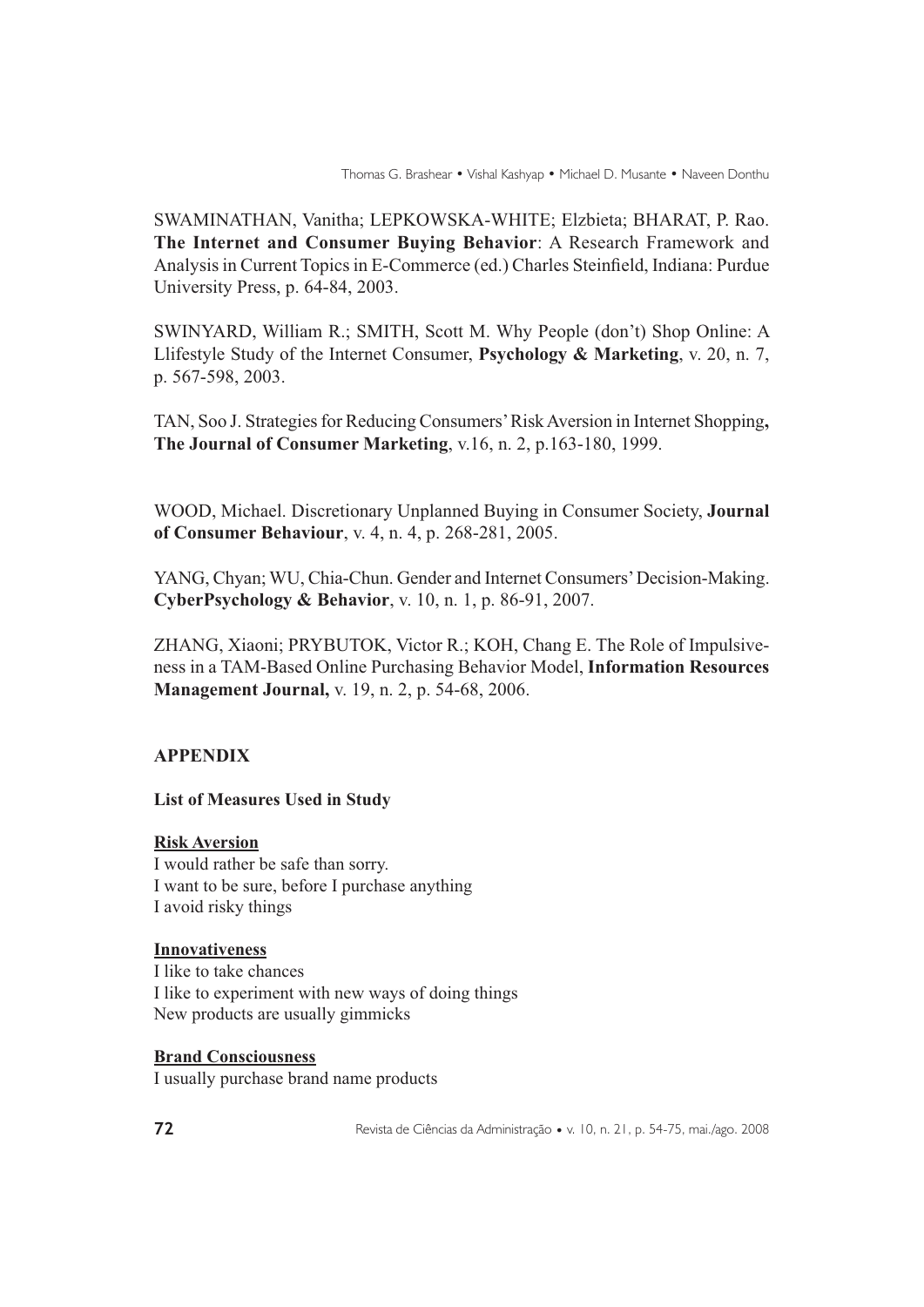SWAMINATHAN, Vanitha; LEPKOWSKA-WHITE; Elzbieta; BHARAT, P. Rao. **The Internet and Consumer Buying Behavior**: A Research Framework and Analysis in Current Topics in E-Commerce (ed.) Charles Steinfield, Indiana: Purdue University Press, p. 64-84, 2003.

SWINYARD, William R.; SMITH, Scott M. Why People (don't) Shop Online: A Llifestyle Study of the Internet Consumer, **Psychology & Marketing**, v. 20, n. 7, p. 567-598, 2003.

TAN, Soo J. Strategies for Reducing Consumers' Risk Aversion in Internet Shopping**, The Journal of Consumer Marketing**, v.16, n. 2, p.163-180, 1999.

WOOD, Michael. Discretionary Unplanned Buying in Consumer Society, **Journal of Consumer Behaviour**, v. 4, n. 4, p. 268-281, 2005.

YANG, Chyan; WU, Chia-Chun. Gender and Internet Consumers' Decision-Making. **CyberPsychology & Behavior**, v. 10, n. 1, p. 86-91, 2007.

ZHANG, Xiaoni; PRYBUTOK, Victor R.; KOH, Chang E. The Role of Impulsiveness in a TAM-Based Online Purchasing Behavior Model, **Information Resources Management Journal,** v. 19, n. 2, p. 54-68, 2006.

## APPENDIX

### List of Measures Used in Study

**Risk Aversion**

I would rather be safe than sorry.
I want to be sure, before I purchase anything
I avoid risky things

**Innovativeness**

I like to take chances
I like to experiment with new ways of doing things
New products are usually gimmicks

**Brand Consciousness**

I usually purchase brand name products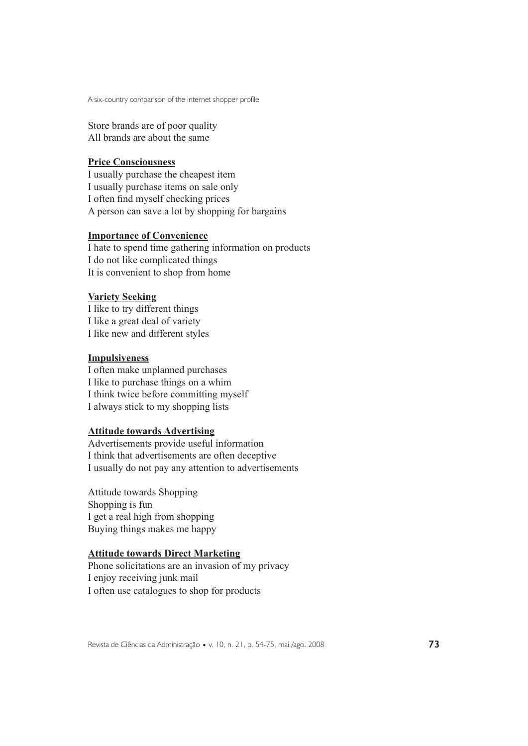Store brands are of poor quality
All brands are about the same

**Price Consciousness**
I usually purchase the cheapest item
I usually purchase items on sale only
I often find myself checking prices
A person can save a lot by shopping for bargains

**Importance of Convenience**
I hate to spend time gathering information on products
I do not like complicated things
It is convenient to shop from home

**Variety Seeking**
I like to try different things
I like a great deal of variety
I like new and different styles

**Impulsiveness**
I often make unplanned purchases
I like to purchase things on a whim
I think twice before committing myself
I always stick to my shopping lists

**Attitude towards Advertising**
Advertisements provide useful information
I think that advertisements are often deceptive
I usually do not pay any attention to advertisements

Attitude towards Shopping
Shopping is fun
I get a real high from shopping
Buying things makes me happy

**Attitude towards Direct Marketing**
Phone solicitations are an invasion of my privacy
I enjoy receiving junk mail
I often use catalogues to shop for products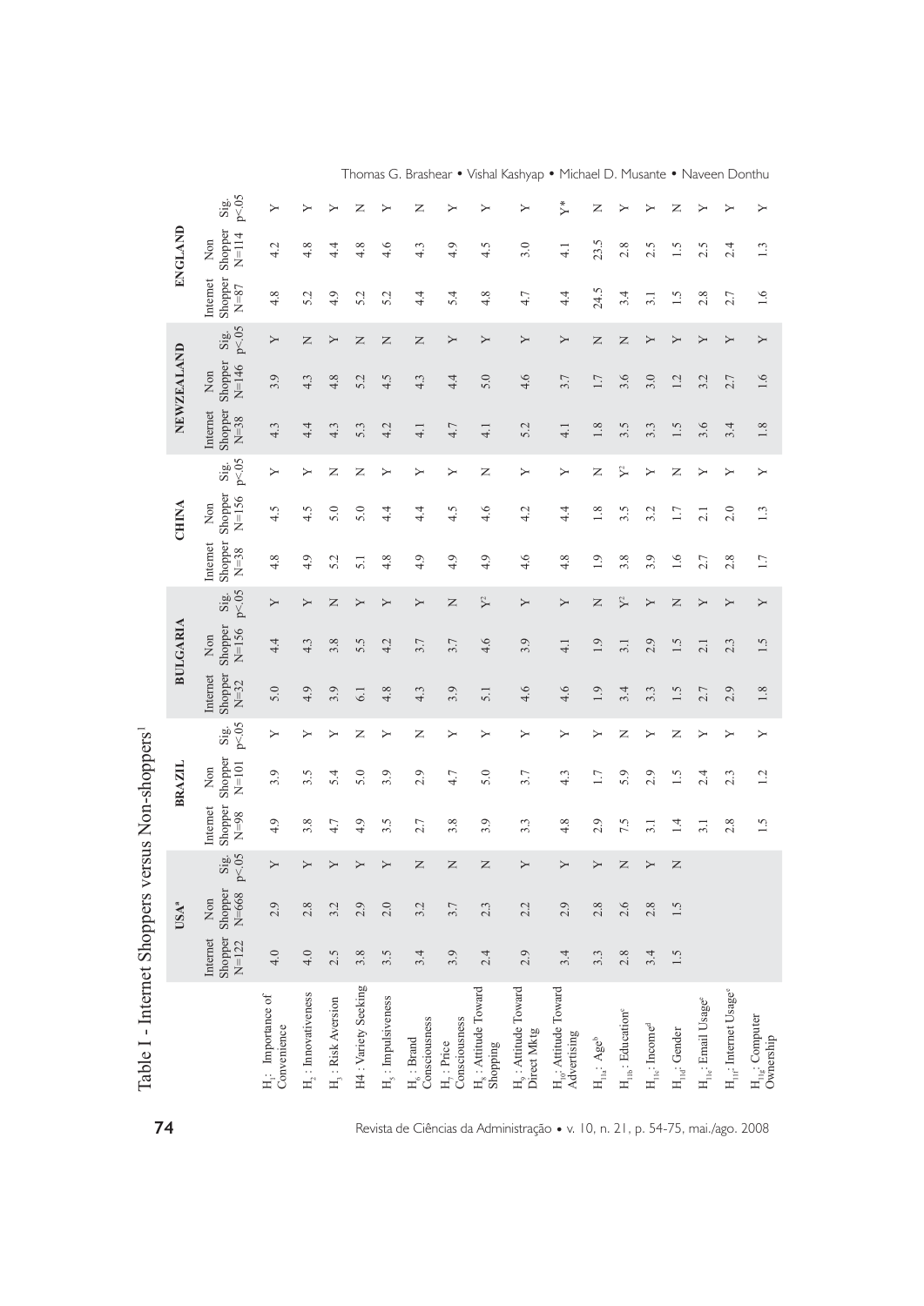Table I - Internet Shoppers versus Non-shoppers[1]

| | USA[a] | | | BRAZIL | | | BULGARIA | | | CHINA | | | NEWZEALAND | | | ENGLAND | | |
|---|---|---|---|---|---|---|---|---|---|---|---|---|---|---|---|---|---|---|
| | Internet Shopper N=122 | Non Shopper N=668 | Sig. p<.05 | Internet Shopper N=98 | Non Shopper N=101 | Sig. p<.05 | Internet Shopper N=32 | Non Shopper N=156 | Sig. p<.05 | Internet Shopper N=38 | Non Shopper N=156 | Sig. p<.05 | Internet Shopper N=38 | Non Shopper N=146 | Sig. p<.05 | Internet Shopper N=87 | Non Shopper N=114 | Sig. p<.05 |
| $H_1$: Importance of Convenience | 4.0 | 2.9 | Y | 4.9 | 3.9 | Y | 5.0 | 4.4 | Y | 4.8 | 4.5 | Y | 4.3 | 3.9 | Y | 4.8 | 4.2 | Y |
| $H_2$: Innovativeness | 4.0 | 2.8 | Y | 3.8 | 3.5 | Y | 4.9 | 4.3 | Y | 4.9 | 4.5 | Y | 4.4 | 4.3 | N | 5.2 | 4.8 | Y |
| $H_3$: Risk Aversion | 2.5 | 3.2 | Y | 4.7 | 5.4 | Y | 3.9 | 3.8 | N | 5.2 | 5.0 | N | 4.3 | 4.8 | Y | 4.9 | 4.4 | Y |
| H4 : Variety Seeking | 3.8 | 2.9 | Y | 4.9 | 5.0 | N | 6.1 | 5.5 | Y | 5.1 | 5.0 | N | 5.3 | 5.2 | N | 5.2 | 4.8 | N |
| $H_5$: Impulsiveness | 3.5 | 2.0 | Y | 3.5 | 3.9 | Y | 4.8 | 4.2 | Y | 4.8 | 4.4 | Y | 4.2 | 4.5 | N | 5.2 | 4.6 | Y |
| $H_6$: Brand Consciousness | 3.4 | 3.2 | N | 2.7 | 2.9 | N | 4.3 | 3.7 | Y | 4.9 | 4.4 | Y | 4.1 | 4.3 | N | 4.4 | 4.3 | N |
| $H_7$: Price Consciousness | 3.9 | 3.7 | N | 3.8 | 4.7 | Y | 3.9 | 3.7 | N | 4.9 | 4.5 | Y | 4.7 | 4.4 | Y | 5.4 | 4.9 | Y |
| $H_8$: Attitude Toward Shopping | 2.4 | 2.3 | N | 3.9 | 5.0 | Y | 5.1 | 4.6 | Y[2] | 4.9 | 4.6 | N | 4.1 | 5.0 | Y | 4.8 | 4.5 | Y |
| $H_9$: Attitude Toward Direct Mktg | 2.9 | 2.2 | Y | 3.3 | 3.7 | Y | 4.6 | 3.9 | Y | 4.6 | 4.2 | Y | 5.2 | 4.6 | Y | 4.7 | 3.0 | Y |
| $H_{10}$: Attitude Toward Advertising | 3.4 | 2.9 | Y | 4.8 | 4.3 | Y | 4.6 | 4.1 | Y | 4.8 | 4.4 | Y | 4.1 | 3.7 | Y | 4.4 | 4.1 | Y* |
| $H_{11a}$: Age[b] | 3.3 | 2.8 | Y | 2.9 | 1.7 | Y | 1.9 | 1.9 | N | 1.9 | 1.8 | N | 1.8 | 1.7 | N | 24.5 | 23.5 | N |
| $H_{11b}$: Education[c] | 2.8 | 2.6 | N | 7.5 | 5.9 | N | 3.4 | 3.1 | Y[2] | 3.8 | 3.5 | Y[2] | 3.5 | 3.6 | N | 3.4 | 2.8 | Y |
| $H_{11c}$: Income[d] | 3.4 | 2.8 | Y | 3.1 | 2.9 | Y | 3.3 | 2.9 | Y | 3.9 | 3.2 | Y | 3.3 | 3.0 | Y | 3.1 | 2.5 | Y |
| $H_{11d}$: Gender | 1.5 | 1.5 | N | 1.4 | 1.5 | N | 1.5 | 1.5 | N | 1.6 | 1.7 | N | 1.5 | 1.2 | Y | 1.5 | 1.5 | N |
| $H_{11e}$: Email Usage[e] | | | | 3.1 | 2.4 | Y | 2.7 | 2.1 | Y | 2.7 | 2.1 | Y | 3.6 | 3.2 | Y | 2.8 | 2.5 | Y |
| $H_{11f}$: Internet Usage[e] | | | | 2.8 | 2.3 | Y | 2.9 | 2.3 | Y | 2.8 | 2.0 | Y | 3.4 | 2.7 | Y | 2.7 | 2.4 | Y |
| $H_{11g}$: Computer Ownership | | | | 1.5 | 1.2 | Y | 1.8 | 1.5 | Y | 1.7 | 1.3 | Y | 1.8 | 1.6 | Y | 1.6 | 1.3 | Y |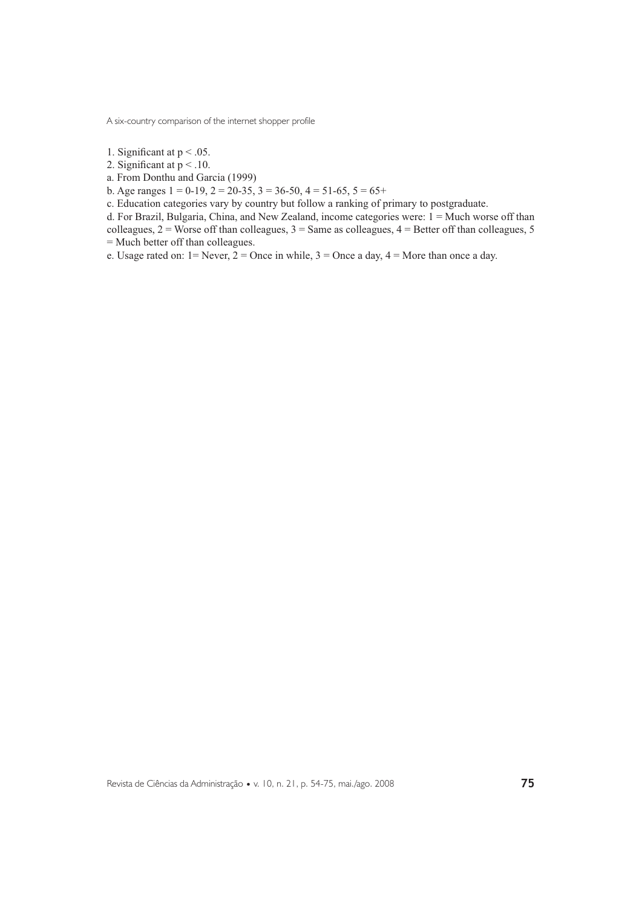1. Significant at $p < .05$.
2. Significant at $p < .10$.

a. From Donthu and Garcia (1999)

b. Age ranges 1 = 0-19, 2 = 20-35, 3 = 36-50, 4 = 51-65, 5 = 65+

c. Education categories vary by country but follow a ranking of primary to postgraduate.

d. For Brazil, Bulgaria, China, and New Zealand, income categories were: 1 = Much worse off than colleagues, 2 = Worse off than colleagues, 3 = Same as colleagues, 4 = Better off than colleagues, 5 = Much better off than colleagues.

e. Usage rated on: 1= Never, 2 = Once in while, 3 = Once a day, 4 = More than once a day.